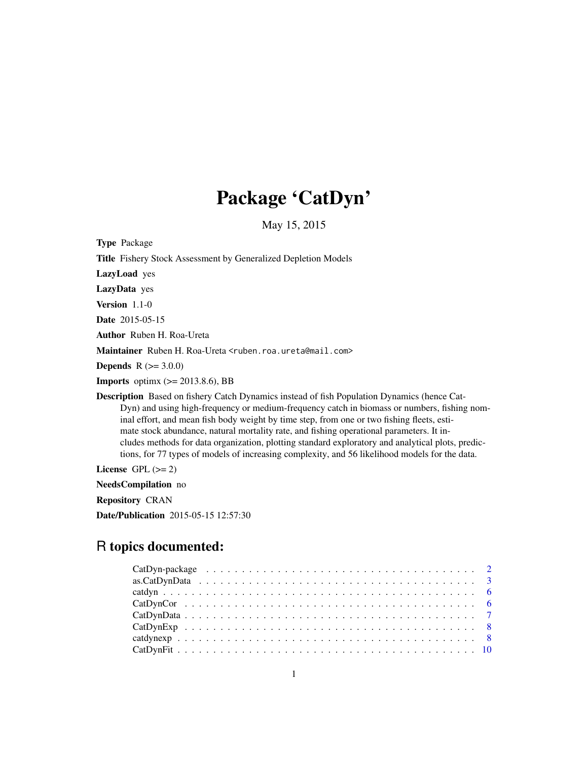# Package 'CatDyn'

May 15, 2015

**Type** Package

**Title** Fishery Stock Assessment by Generalized Depletion Models

**LazyLoad** yes

**LazyData** yes

**Version** 1.1-0

**Date** 2015-05-15

**Author** Ruben H. Roa-Ureta

**Maintainer** Ruben H. Roa-Ureta <ruben.roa.ureta@mail.com>

**Depends** R (>= 3.0.0)

**Imports** optimx (>= 2013.8.6), BB

**Description** Based on fishery Catch Dynamics instead of fish Population Dynamics (hence CatDyn) and using high-frequency or medium-frequency catch in biomass or numbers, fishing nominal effort, and mean fish body weight by time step, from one or two fishing fleets, estimate stock abundance, natural mortality rate, and fishing operational parameters. It includes methods for data organization, plotting standard exploratory and analytical plots, predictions, for 77 types of models of increasing complexity, and 56 likelihood models for the data.

**License** GPL (>= 2)

**NeedsCompilation** no

**Repository** CRAN

**Date/Publication** 2015-05-15 12:57:30

## R topics documented:

- CatDyn-package . . . . . . . . . . 2
- as.CatDynData . . . . . . . . . . 3
- catdyn . . . . . . . . . . 6
- CatDynCor . . . . . . . . . . 6
- CatDynData . . . . . . . . . . 7
- CatDynExp . . . . . . . . . . 8
- catdynexp . . . . . . . . . . 8
- CatDynFit . . . . . . . . . . 10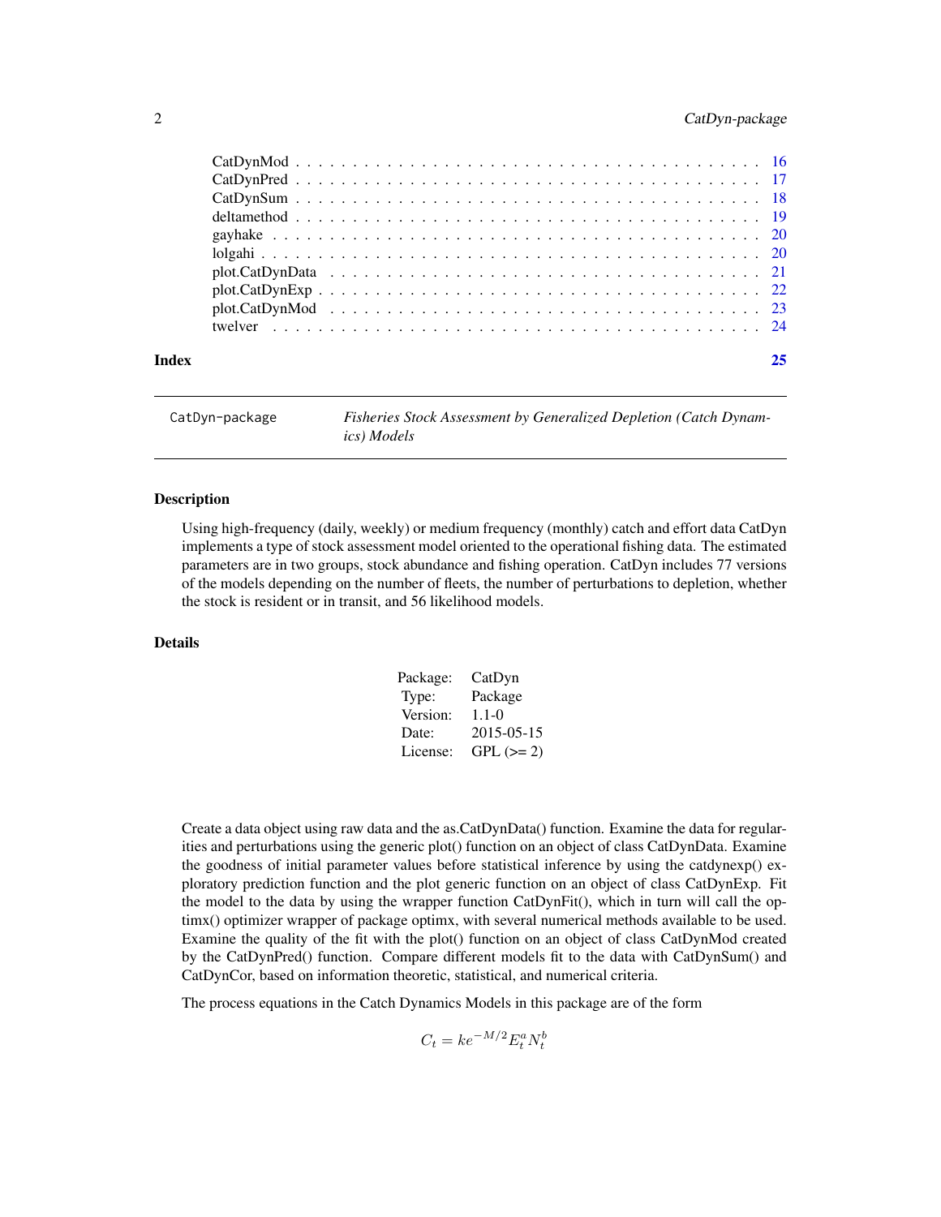| | |
|---|---|
| CatDynMod | 16 |
| CatDynPred | 17 |
| CatDynSum | 18 |
| deltamethod | 19 |
| gayhake | 20 |
| lolgahi | 20 |
| plot.CatDynData | 21 |
| plot.CatDynExp | 22 |
| plot.CatDynMod | 23 |
| twelver | 24 |

**Index** **25**

---

CatDyn-package &nbsp;&nbsp;&nbsp; *Fisheries Stock Assessment by Generalized Depletion (Catch Dynamics) Models*

---

## Description

Using high-frequency (daily, weekly) or medium frequency (monthly) catch and effort data CatDyn implements a type of stock assessment model oriented to the operational fishing data. The estimated parameters are in two groups, stock abundance and fishing operation. CatDyn includes 77 versions of the models depending on the number of fleets, the number of perturbations to depletion, whether the stock is resident or in transit, and 56 likelihood models.

## Details

| | |
|---|---|
| Package: | CatDyn |
| Type: | Package |
| Version: | 1.1-0 |
| Date: | 2015-05-15 |
| License: | GPL (>= 2) |

Create a data object using raw data and the as.CatDynData() function. Examine the data for regularities and perturbations using the generic plot() function on an object of class CatDynData. Examine the goodness of initial parameter values before statistical inference by using the catdynexp() exploratory prediction function and the plot generic function on an object of class CatDynExp. Fit the model to the data by using the wrapper function CatDynFit(), which in turn will call the optimx() optimizer wrapper of package optimx, with several numerical methods available to be used. Examine the quality of the fit with the plot() function on an object of class CatDynMod created by the CatDynPred() function. Compare different models fit to the data with CatDynSum() and CatDynCor, based on information theoretic, statistical, and numerical criteria.

The process equations in the Catch Dynamics Models in this package are of the form

$$C_t = ke^{-M/2}E_t^a N_t^b$$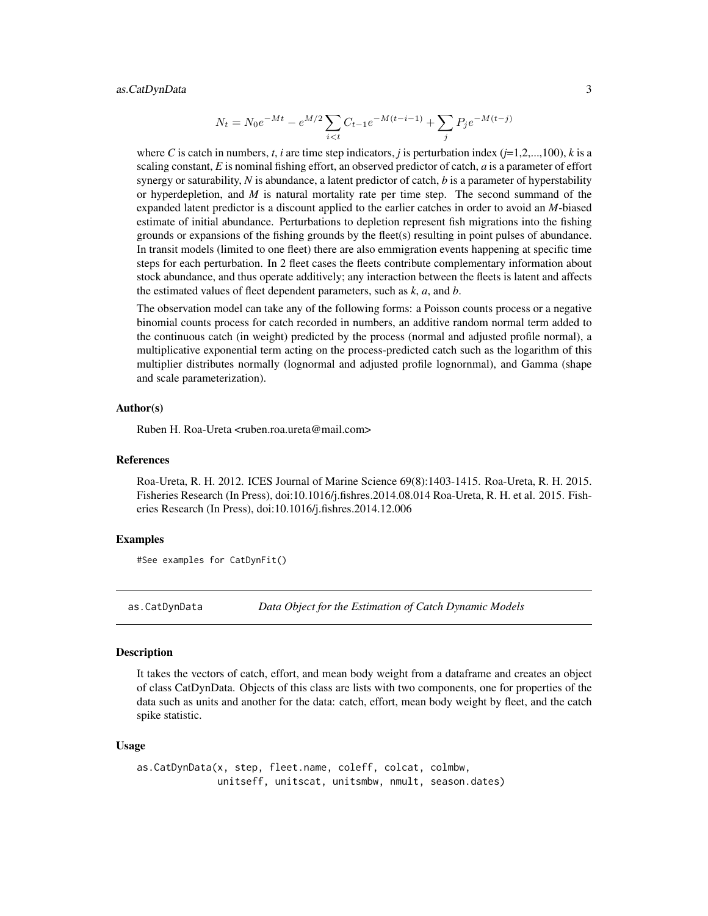$$N_t = N_0 e^{-Mt} - e^{M/2} \sum_{i<t} C_{t-1} e^{-M(t-i-1)} + \sum_j P_j e^{-M(t-j)}$$

where *C* is catch in numbers, *t*, *i* are time step indicators, *j* is perturbation index (*j*=1,2,...,100), *k* is a scaling constant, *E* is nominal fishing effort, an observed predictor of catch, *a* is a parameter of effort synergy or saturability, *N* is abundance, a latent predictor of catch, *b* is a parameter of hyperstability or hyperdepletion, and *M* is natural mortality rate per time step. The second summand of the expanded latent predictor is a discount applied to the earlier catches in order to avoid an *M*-biased estimate of initial abundance. Perturbations to depletion represent fish migrations into the fishing grounds or expansions of the fishing grounds by the fleet(s) resulting in point pulses of abundance. In transit models (limited to one fleet) there are also emmigration events happening at specific time steps for each perturbation. In 2 fleet cases the fleets contribute complementary information about stock abundance, and thus operate additively; any interaction between the fleets is latent and affects the estimated values of fleet dependent parameters, such as *k*, *a*, and *b*.

The observation model can take any of the following forms: a Poisson counts process or a negative binomial counts process for catch recorded in numbers, an additive random normal term added to the continuous catch (in weight) predicted by the process (normal and adjusted profile normal), a multiplicative exponential term acting on the process-predicted catch such as the logarithm of this multiplier distributes normally (lognormal and adjusted profile lognornmal), and Gamma (shape and scale parameterization).

### Author(s)

Ruben H. Roa-Ureta <ruben.roa.ureta@mail.com>

### References

Roa-Ureta, R. H. 2012. ICES Journal of Marine Science 69(8):1403-1415. Roa-Ureta, R. H. 2015. Fisheries Research (In Press), doi:10.1016/j.fishres.2014.08.014 Roa-Ureta, R. H. et al. 2015. Fisheries Research (In Press), doi:10.1016/j.fishres.2014.12.006

### Examples

```
#See examples for CatDynFit()
```

---

## as.CatDynData — *Data Object for the Estimation of Catch Dynamic Models*

### Description

It takes the vectors of catch, effort, and mean body weight from a dataframe and creates an object of class CatDynData. Objects of this class are lists with two components, one for properties of the data such as units and another for the data: catch, effort, mean body weight by fleet, and the catch spike statistic.

### Usage

```
as.CatDynData(x, step, fleet.name, coleff, colcat, colmbw,
              unitseff, unitscat, unitsmbw, nmult, season.dates)
```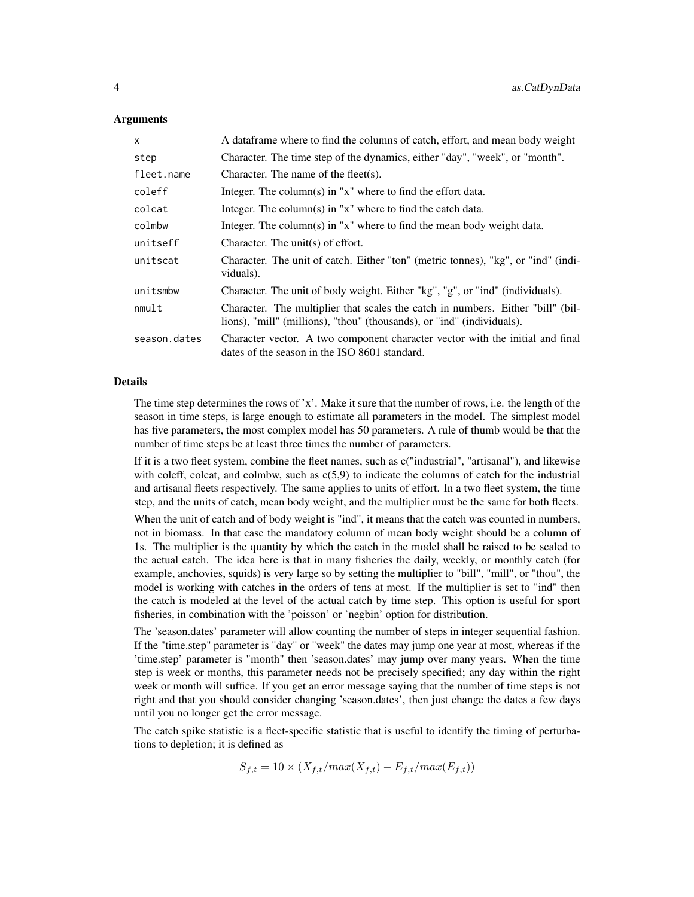### Arguments

| | |
|---|---|
| x | A dataframe where to find the columns of catch, effort, and mean body weight |
| step | Character. The time step of the dynamics, either "day", "week", or "month". |
| fleet.name | Character. The name of the fleet(s). |
| coleff | Integer. The column(s) in "x" where to find the effort data. |
| colcat | Integer. The column(s) in "x" where to find the catch data. |
| colmbw | Integer. The column(s) in "x" where to find the mean body weight data. |
| unitseff | Character. The unit(s) of effort. |
| unitscat | Character. The unit of catch. Either "ton" (metric tonnes), "kg", or "ind" (individuals). |
| unitsmbw | Character. The unit of body weight. Either "kg", "g", or "ind" (individuals). |
| nmult | Character. The multiplier that scales the catch in numbers. Either "bill" (billions), "mill" (millions), "thou" (thousands), or "ind" (individuals). |
| season.dates | Character vector. A two component character vector with the initial and final dates of the season in the ISO 8601 standard. |

### Details

The time step determines the rows of 'x'. Make it sure that the number of rows, i.e. the length of the season in time steps, is large enough to estimate all parameters in the model. The simplest model has five parameters, the most complex model has 50 parameters. A rule of thumb would be that the number of time steps be at least three times the number of parameters.

If it is a two fleet system, combine the fleet names, such as c("industrial", "artisanal"), and likewise with coleff, colcat, and colmbw, such as c(5,9) to indicate the columns of catch for the industrial and artisanal fleets respectively. The same applies to units of effort. In a two fleet system, the time step, and the units of catch, mean body weight, and the multiplier must be the same for both fleets.

When the unit of catch and of body weight is "ind", it means that the catch was counted in numbers, not in biomass. In that case the mandatory column of mean body weight should be a column of 1s. The multiplier is the quantity by which the catch in the model shall be raised to be scaled to the actual catch. The idea here is that in many fisheries the daily, weekly, or monthly catch (for example, anchovies, squids) is very large so by setting the multiplier to "bill", "mill", or "thou", the model is working with catches in the orders of tens at most. If the multiplier is set to "ind" then the catch is modeled at the level of the actual catch by time step. This option is useful for sport fisheries, in combination with the 'poisson' or 'negbin' option for distribution.

The 'season.dates' parameter will allow counting the number of steps in integer sequential fashion. If the "time.step" parameter is "day" or "week" the dates may jump one year at most, whereas if the 'time.step' parameter is "month" then 'season.dates' may jump over many years. When the time step is week or months, this parameter needs not be precisely specified; any day within the right week or month will suffice. If you get an error message saying that the number of time steps is not right and that you should consider changing 'season.dates', then just change the dates a few days until you no longer get the error message.

The catch spike statistic is a fleet-specific statistic that is useful to identify the timing of perturbations to depletion; it is defined as

$$S_{f,t} = 10 \times (X_{f,t}/max(X_{f,t}) - E_{f,t}/max(E_{f,t}))$$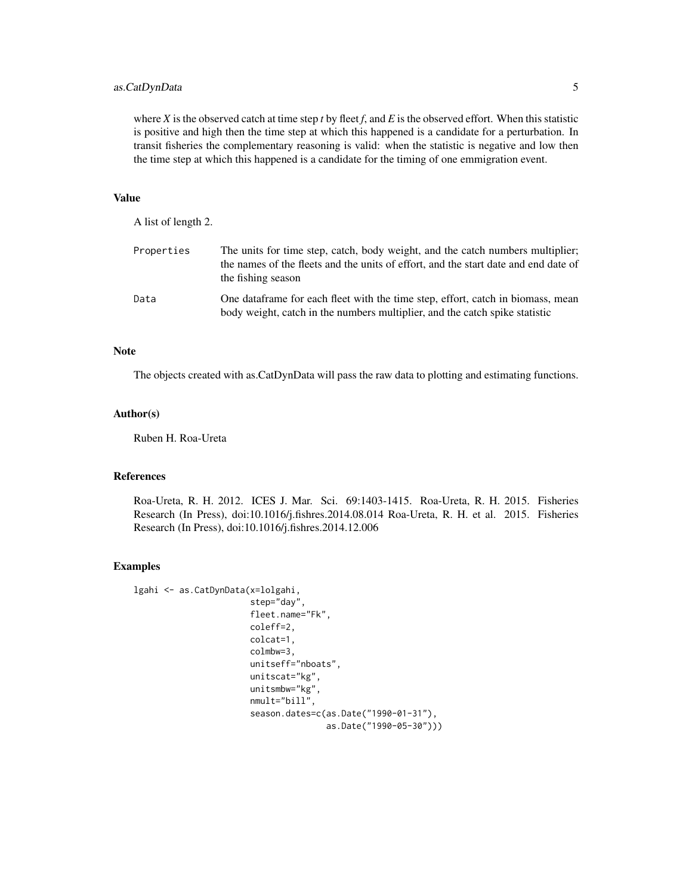where $X$ is the observed catch at time step $t$ by fleet $f$, and $E$ is the observed effort. When this statistic is positive and high then the time step at which this happened is a candidate for a perturbation. In transit fisheries the complementary reasoning is valid: when the statistic is negative and low then the time step at which this happened is a candidate for the timing of one emmigration event.

## Value

A list of length 2.

| | |
|---|---|
| `Properties` | The units for time step, catch, body weight, and the catch numbers multiplier; the names of the fleets and the units of effort, and the start date and end date of the fishing season |
| `Data` | One dataframe for each fleet with the time step, effort, catch in biomass, mean body weight, catch in the numbers multiplier, and the catch spike statistic |

## Note

The objects created with as.CatDynData will pass the raw data to plotting and estimating functions.

## Author(s)

Ruben H. Roa-Ureta

## References

Roa-Ureta, R. H. 2012. ICES J. Mar. Sci. 69:1403-1415. Roa-Ureta, R. H. 2015. Fisheries Research (In Press), doi:10.1016/j.fishres.2014.08.014 Roa-Ureta, R. H. et al. 2015. Fisheries Research (In Press), doi:10.1016/j.fishres.2014.12.006

## Examples

```
lgahi <- as.CatDynData(x=lolgahi,
                       step="day",
                       fleet.name="Fk",
                       coleff=2,
                       colcat=1,
                       colmbw=3,
                       unitseff="nboats",
                       unitscat="kg",
                       unitsmbw="kg",
                       nmult="bill",
                       season.dates=c(as.Date("1990-01-31"),
                                      as.Date("1990-05-30")))
```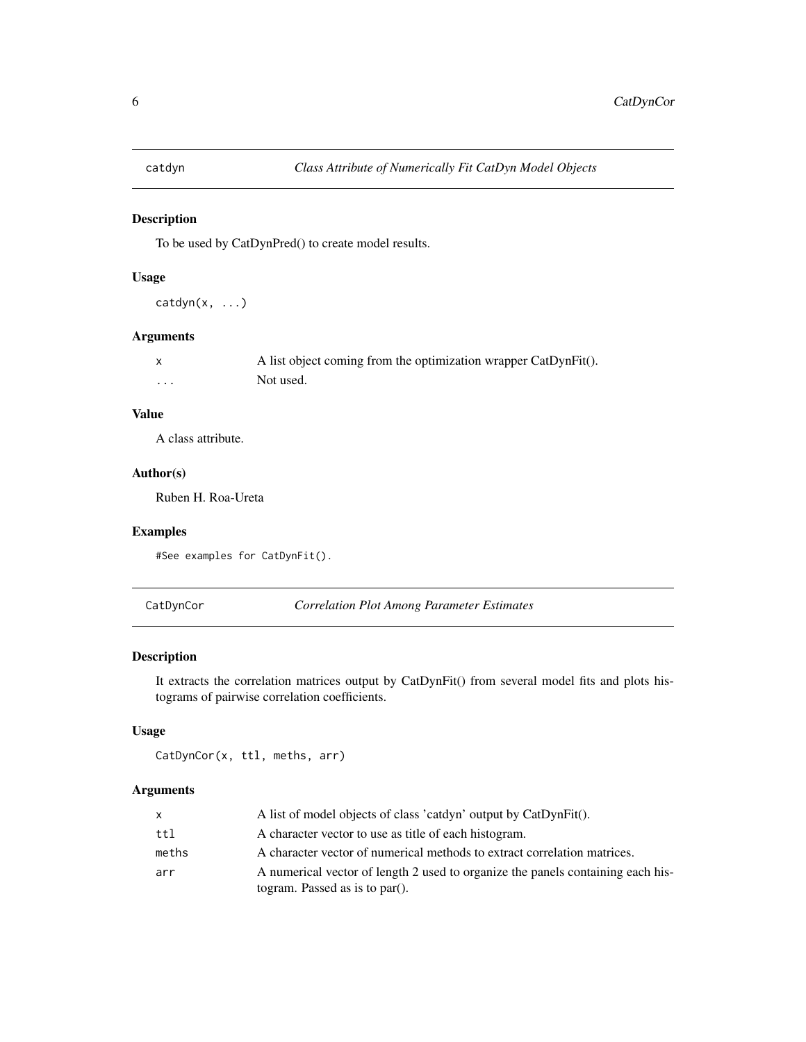## catdyn — *Class Attribute of Numerically Fit CatDyn Model Objects*

### Description

To be used by CatDynPred() to create model results.

### Usage

```
catdyn(x, ...)
```

### Arguments

| | |
|---|---|
| x | A list object coming from the optimization wrapper CatDynFit(). |
| ... | Not used. |

### Value

A class attribute.

### Author(s)

Ruben H. Roa-Ureta

### Examples

```
#See examples for CatDynFit().
```

## CatDynCor — *Correlation Plot Among Parameter Estimates*

### Description

It extracts the correlation matrices output by CatDynFit() from several model fits and plots histograms of pairwise correlation coefficients.

### Usage

```
CatDynCor(x, ttl, meths, arr)
```

### Arguments

| | |
|---|---|
| x | A list of model objects of class 'catdyn' output by CatDynFit(). |
| ttl | A character vector to use as title of each histogram. |
| meths | A character vector of numerical methods to extract correlation matrices. |
| arr | A numerical vector of length 2 used to organize the panels containing each histogram. Passed as is to par(). |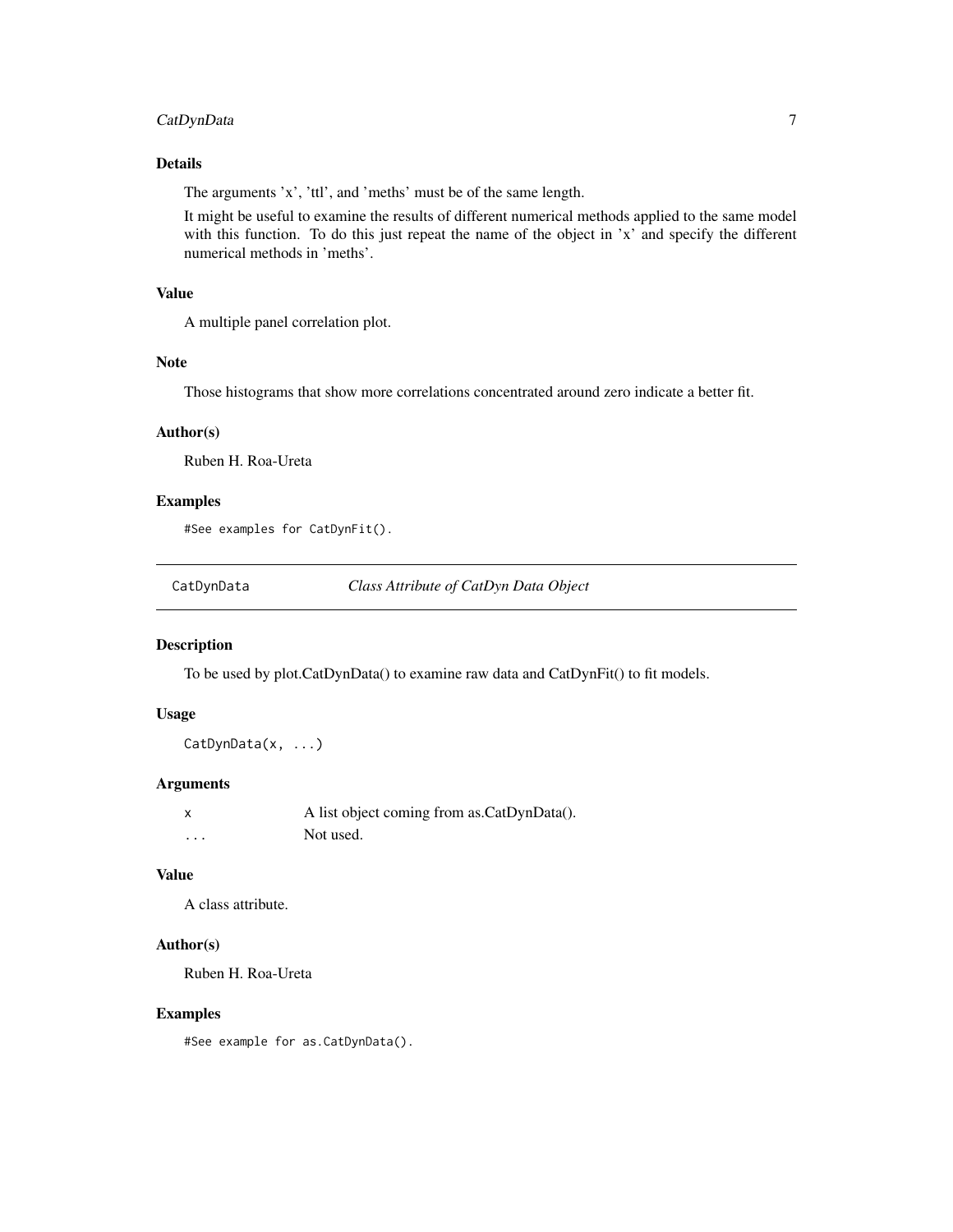### Details

The arguments 'x', 'ttl', and 'meths' must be of the same length.

It might be useful to examine the results of different numerical methods applied to the same model with this function. To do this just repeat the name of the object in 'x' and specify the different numerical methods in 'meths'.

### Value

A multiple panel correlation plot.

### Note

Those histograms that show more correlations concentrated around zero indicate a better fit.

### Author(s)

Ruben H. Roa-Ureta

### Examples

```
#See examples for CatDynFit().
```

---

## CatDynData — *Class Attribute of CatDyn Data Object*

---

### Description

To be used by plot.CatDynData() to examine raw data and CatDynFit() to fit models.

### Usage

```
CatDynData(x, ...)
```

### Arguments

| | |
|---|---|
| `x` | A list object coming from as.CatDynData(). |
| `...` | Not used. |

### Value

A class attribute.

### Author(s)

Ruben H. Roa-Ureta

### Examples

```
#See example for as.CatDynData().
```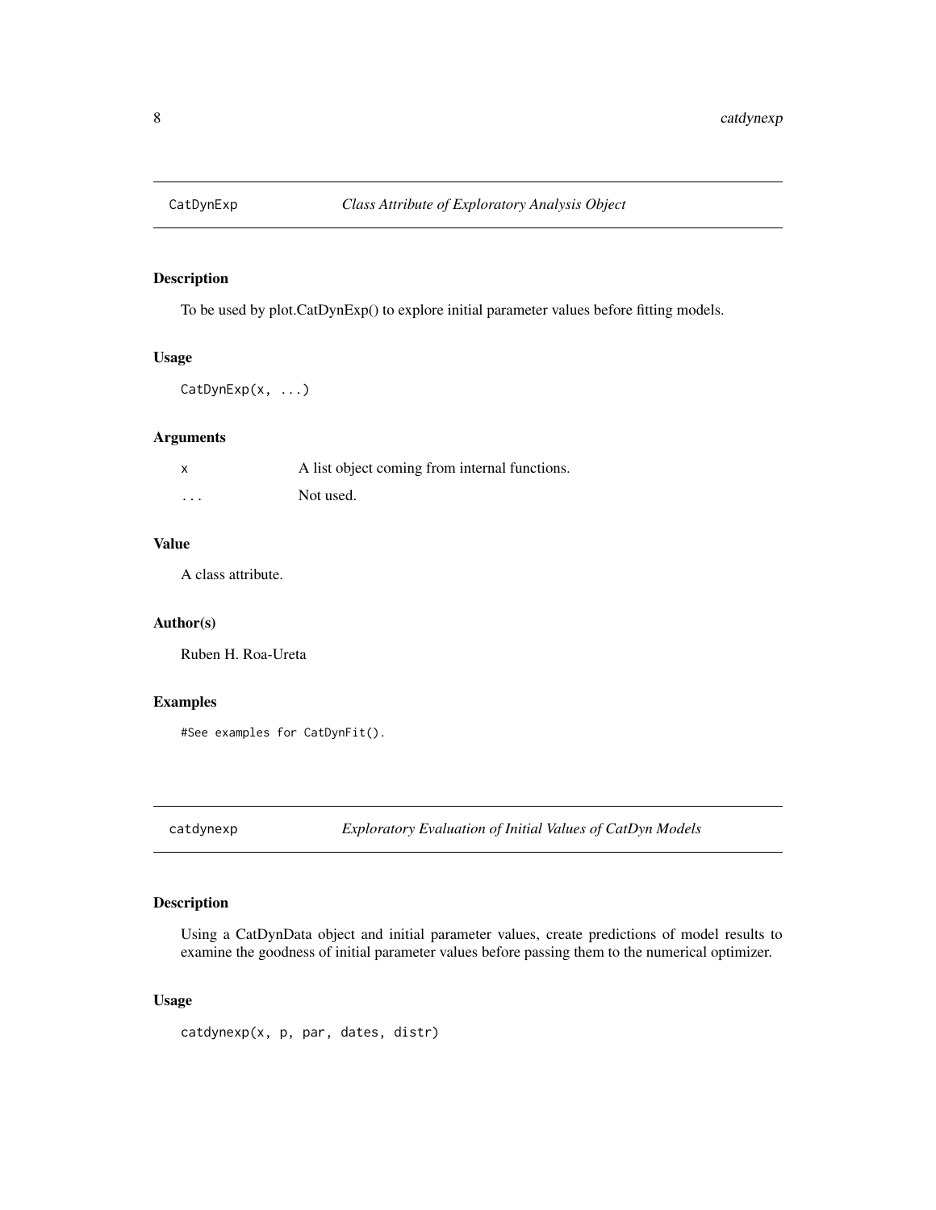## CatDynExp — *Class Attribute of Exploratory Analysis Object*

### Description

To be used by plot.CatDynExp() to explore initial parameter values before fitting models.

### Usage

```
CatDynExp(x, ...)
```

### Arguments

| | |
|---|---|
| x | A list object coming from internal functions. |
| ... | Not used. |

### Value

A class attribute.

### Author(s)

Ruben H. Roa-Ureta

### Examples

```
#See examples for CatDynFit().
```

## catdynexp — *Exploratory Evaluation of Initial Values of CatDyn Models*

### Description

Using a CatDynData object and initial parameter values, create predictions of model results to examine the goodness of initial parameter values before passing them to the numerical optimizer.

### Usage

```
catdynexp(x, p, par, dates, distr)
```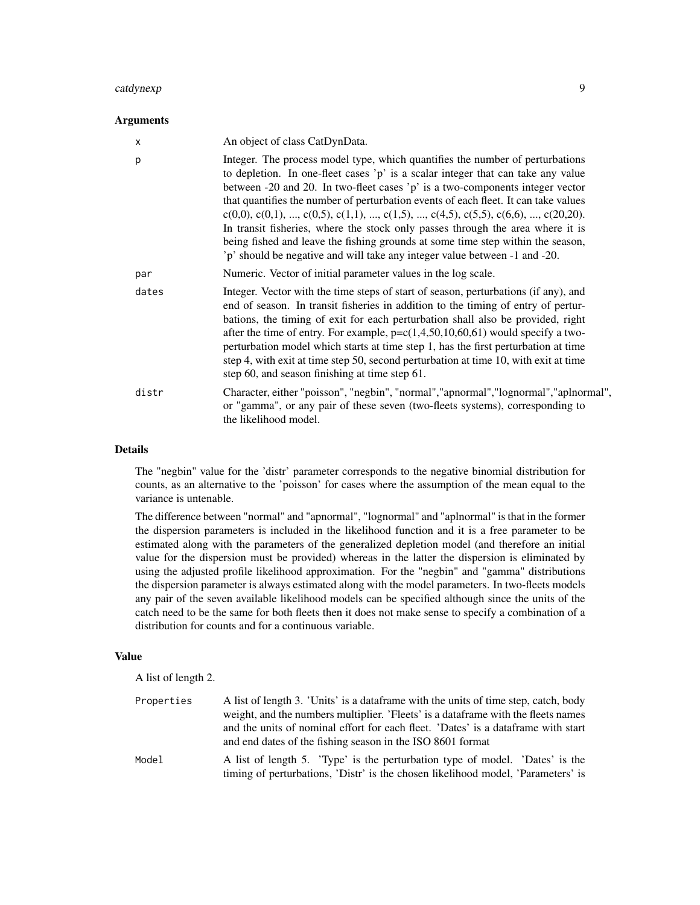### Arguments

| | |
|---|---|
| x | An object of class CatDynData. |
| p | Integer. The process model type, which quantifies the number of perturbations to depletion. In one-fleet cases 'p' is a scalar integer that can take any value between -20 and 20. In two-fleet cases 'p' is a two-components integer vector that quantifies the number of perturbation events of each fleet. It can take values c(0,0), c(0,1), ..., c(0,5), c(1,1), ..., c(1,5), ..., c(4,5), c(5,5), c(6,6), ..., c(20,20). In transit fisheries, where the stock only passes through the area where it is being fished and leave the fishing grounds at some time step within the season, 'p' should be negative and will take any integer value between -1 and -20. |
| par | Numeric. Vector of initial parameter values in the log scale. |
| dates | Integer. Vector with the time steps of start of season, perturbations (if any), and end of season. In transit fisheries in addition to the timing of entry of perturbations, the timing of exit for each perturbation shall also be provided, right after the time of entry. For example, p=c(1,4,50,10,60,61) would specify a two-perturbation model which starts at time step 1, has the first perturbation at time step 4, with exit at time step 50, second perturbation at time 10, with exit at time step 60, and season finishing at time step 61. |
| distr | Character, either "poisson", "negbin", "normal","apnormal","lognormal","aplnormal", or "gamma", or any pair of these seven (two-fleets systems), corresponding to the likelihood model. |

### Details

The "negbin" value for the 'distr' parameter corresponds to the negative binomial distribution for counts, as an alternative to the 'poisson' for cases where the assumption of the mean equal to the variance is untenable.

The difference between "normal" and "apnormal", "lognormal" and "aplnormal" is that in the former the dispersion parameters is included in the likelihood function and it is a free parameter to be estimated along with the parameters of the generalized depletion model (and therefore an initial value for the dispersion must be provided) whereas in the latter the dispersion is eliminated by using the adjusted profile likelihood approximation. For the "negbin" and "gamma" distributions the dispersion parameter is always estimated along with the model parameters. In two-fleets models any pair of the seven available likelihood models can be specified although since the units of the catch need to be the same for both fleets then it does not make sense to specify a combination of a distribution for counts and for a continuous variable.

### Value

A list of length 2.

| | |
|---|---|
| Properties | A list of length 3. 'Units' is a dataframe with the units of time step, catch, body weight, and the numbers multiplier. 'Fleets' is a dataframe with the fleets names and the units of nominal effort for each fleet. 'Dates' is a dataframe with start and end dates of the fishing season in the ISO 8601 format |
| Model | A list of length 5. 'Type' is the perturbation type of model. 'Dates' is the timing of perturbations, 'Distr' is the chosen likelihood model, 'Parameters' is |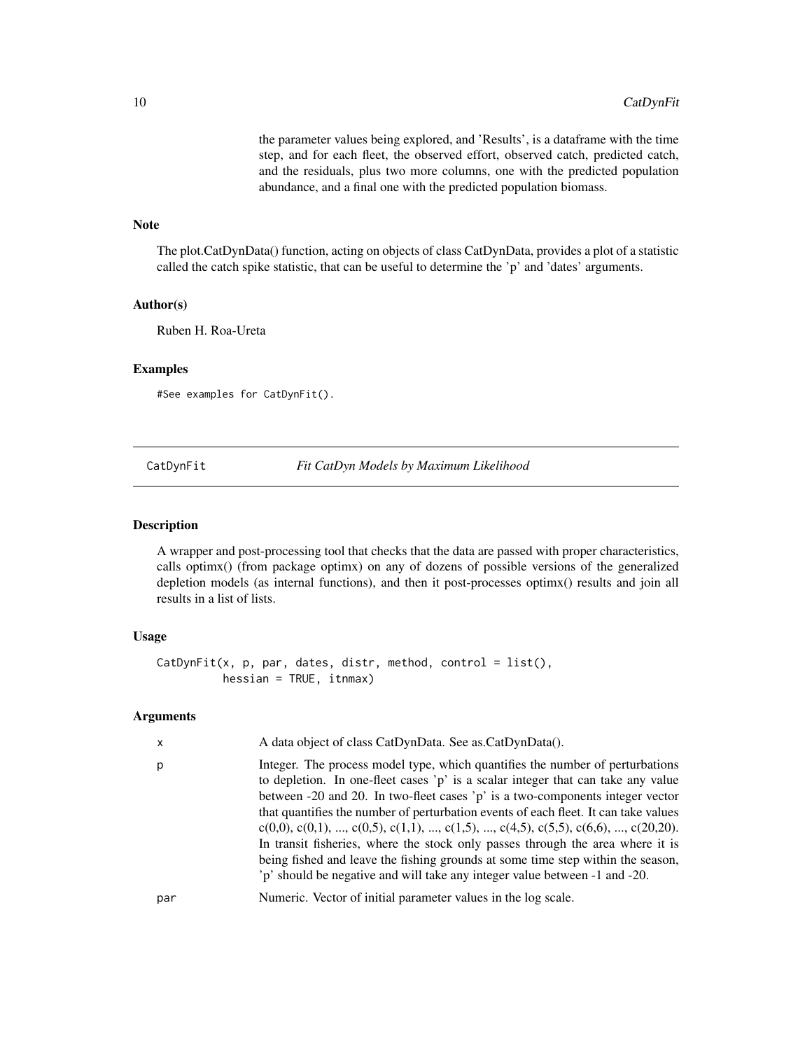the parameter values being explored, and 'Results', is a dataframe with the time step, and for each fleet, the observed effort, observed catch, predicted catch, and the residuals, plus two more columns, one with the predicted population abundance, and a final one with the predicted population biomass.

### Note

The plot.CatDynData() function, acting on objects of class CatDynData, provides a plot of a statistic called the catch spike statistic, that can be useful to determine the 'p' and 'dates' arguments.

### Author(s)

Ruben H. Roa-Ureta

### Examples

```
#See examples for CatDynFit().
```

## CatDynFit *Fit CatDyn Models by Maximum Likelihood*

### Description

A wrapper and post-processing tool that checks that the data are passed with proper characteristics, calls optimx() (from package optimx) on any of dozens of possible versions of the generalized depletion models (as internal functions), and then it post-processes optimx() results and join all results in a list of lists.

### Usage

```
CatDynFit(x, p, par, dates, distr, method, control = list(),
          hessian = TRUE, itnmax)
```

### Arguments

| | |
|---|---|
| x | A data object of class CatDynData. See as.CatDynData(). |
| p | Integer. The process model type, which quantifies the number of perturbations to depletion. In one-fleet cases 'p' is a scalar integer that can take any value between -20 and 20. In two-fleet cases 'p' is a two-components integer vector that quantifies the number of perturbation events of each fleet. It can take values c(0,0), c(0,1), ..., c(0,5), c(1,1), ..., c(1,5), ..., c(4,5), c(5,5), c(6,6), ..., c(20,20). In transit fisheries, where the stock only passes through the area where it is being fished and leave the fishing grounds at some time step within the season, 'p' should be negative and will take any integer value between -1 and -20. |
| par | Numeric. Vector of initial parameter values in the log scale. |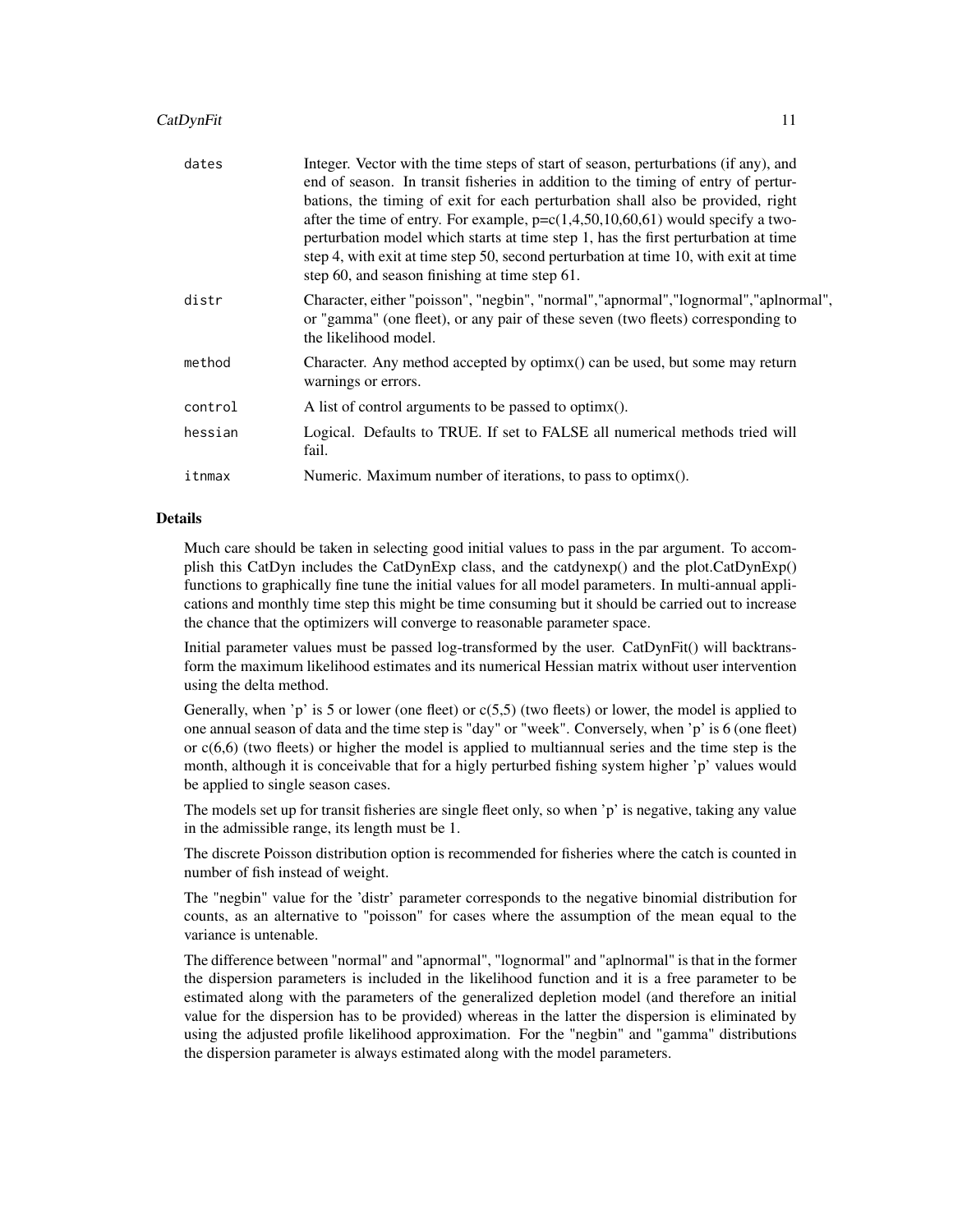| | |
|---|---|
| dates | Integer. Vector with the time steps of start of season, perturbations (if any), and end of season. In transit fisheries in addition to the timing of entry of perturbations, the timing of exit for each perturbation shall also be provided, right after the time of entry. For example, p=c(1,4,50,10,60,61) would specify a two-perturbation model which starts at time step 1, has the first perturbation at time step 4, with exit at time step 50, second perturbation at time 10, with exit at time step 60, and season finishing at time step 61. |
| distr | Character, either "poisson", "negbin", "normal","apnormal","lognormal","aplnormal", or "gamma" (one fleet), or any pair of these seven (two fleets) corresponding to the likelihood model. |
| method | Character. Any method accepted by optimx() can be used, but some may return warnings or errors. |
| control | A list of control arguments to be passed to optimx(). |
| hessian | Logical. Defaults to TRUE. If set to FALSE all numerical methods tried will fail. |
| itnmax | Numeric. Maximum number of iterations, to pass to optimx(). |

## Details

Much care should be taken in selecting good initial values to pass in the par argument. To accomplish this CatDyn includes the CatDynExp class, and the catdynexp() and the plot.CatDynExp() functions to graphically fine tune the initial values for all model parameters. In multi-annual applications and monthly time step this might be time consuming but it should be carried out to increase the chance that the optimizers will converge to reasonable parameter space.

Initial parameter values must be passed log-transformed by the user. CatDynFit() will backtransform the maximum likelihood estimates and its numerical Hessian matrix without user intervention using the delta method.

Generally, when 'p' is 5 or lower (one fleet) or c(5,5) (two fleets) or lower, the model is applied to one annual season of data and the time step is "day" or "week". Conversely, when 'p' is 6 (one fleet) or c(6,6) (two fleets) or higher the model is applied to multiannual series and the time step is the month, although it is conceivable that for a higly perturbed fishing system higher 'p' values would be applied to single season cases.

The models set up for transit fisheries are single fleet only, so when 'p' is negative, taking any value in the admissible range, its length must be 1.

The discrete Poisson distribution option is recommended for fisheries where the catch is counted in number of fish instead of weight.

The "negbin" value for the 'distr' parameter corresponds to the negative binomial distribution for counts, as an alternative to "poisson" for cases where the assumption of the mean equal to the variance is untenable.

The difference between "normal" and "apnormal", "lognormal" and "aplnormal" is that in the former the dispersion parameters is included in the likelihood function and it is a free parameter to be estimated along with the parameters of the generalized depletion model (and therefore an initial value for the dispersion has to be provided) whereas in the latter the dispersion is eliminated by using the adjusted profile likelihood approximation. For the "negbin" and "gamma" distributions the dispersion parameter is always estimated along with the model parameters.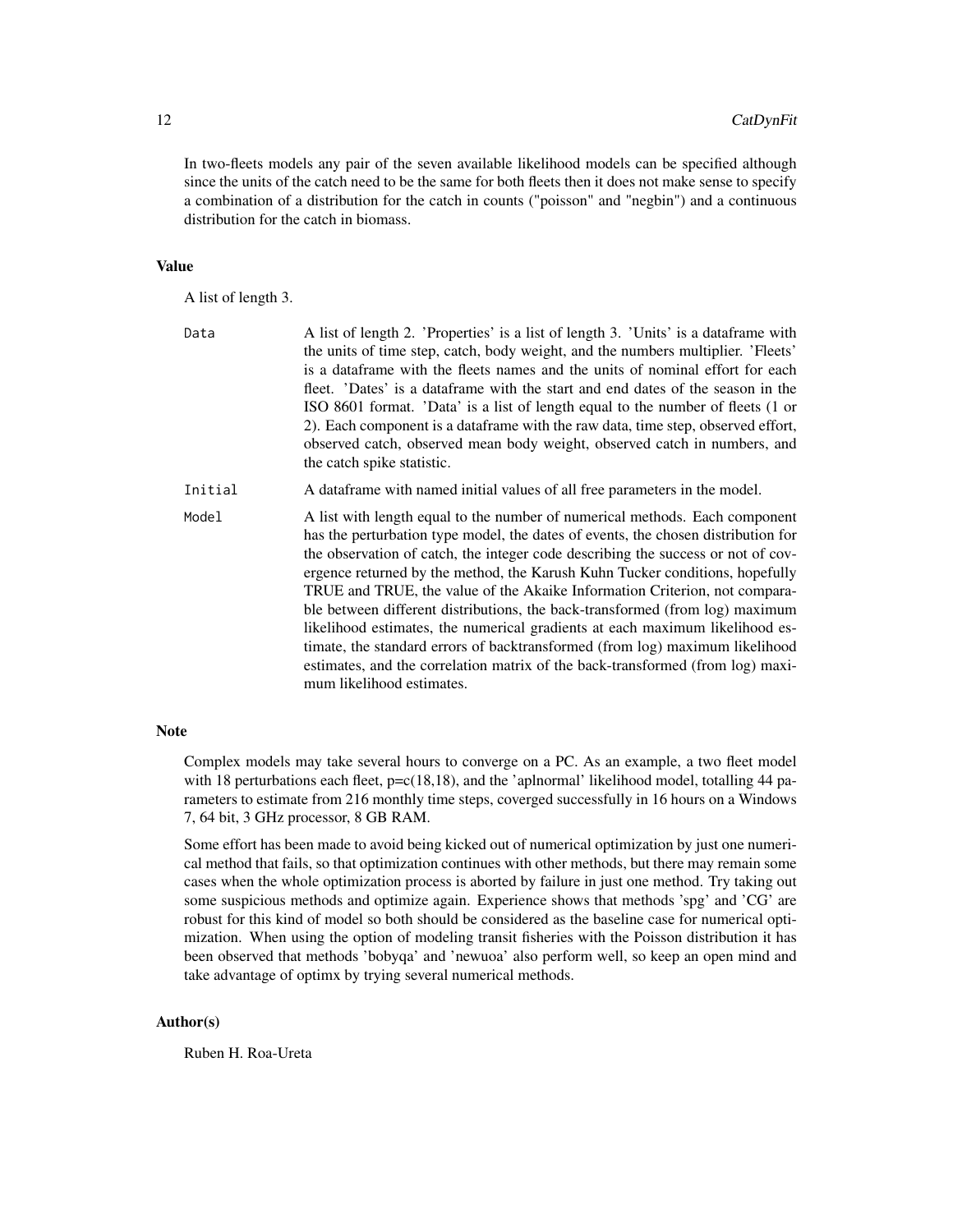In two-fleets models any pair of the seven available likelihood models can be specified although since the units of the catch need to be the same for both fleets then it does not make sense to specify a combination of a distribution for the catch in counts ("poisson" and "negbin") and a continuous distribution for the catch in biomass.

### Value

A list of length 3.

- `Data` — A list of length 2. 'Properties' is a list of length 3. 'Units' is a dataframe with the units of time step, catch, body weight, and the numbers multiplier. 'Fleets' is a dataframe with the fleets names and the units of nominal effort for each fleet. 'Dates' is a dataframe with the start and end dates of the season in the ISO 8601 format. 'Data' is a list of length equal to the number of fleets (1 or 2). Each component is a dataframe with the raw data, time step, observed effort, observed catch, observed mean body weight, observed catch in numbers, and the catch spike statistic.
- `Initial` — A dataframe with named initial values of all free parameters in the model.
- `Model` — A list with length equal to the number of numerical methods. Each component has the perturbation type model, the dates of events, the chosen distribution for the observation of catch, the integer code describing the success or not of covergence returned by the method, the Karush Kuhn Tucker conditions, hopefully TRUE and TRUE, the value of the Akaike Information Criterion, not comparable between different distributions, the back-transformed (from log) maximum likelihood estimates, the numerical gradients at each maximum likelihood estimate, the standard errors of backtransformed (from log) maximum likelihood estimates, and the correlation matrix of the back-transformed (from log) maximum likelihood estimates.

### Note

Complex models may take several hours to converge on a PC. As an example, a two fleet model with 18 perturbations each fleet, p=c(18,18), and the 'aplnormal' likelihood model, totalling 44 parameters to estimate from 216 monthly time steps, coverged successfully in 16 hours on a Windows 7, 64 bit, 3 GHz processor, 8 GB RAM.

Some effort has been made to avoid being kicked out of numerical optimization by just one numerical method that fails, so that optimization continues with other methods, but there may remain some cases when the whole optimization process is aborted by failure in just one method. Try taking out some suspicious methods and optimize again. Experience shows that methods 'spg' and 'CG' are robust for this kind of model so both should be considered as the baseline case for numerical optimization. When using the option of modeling transit fisheries with the Poisson distribution it has been observed that methods 'bobyqa' and 'newuoa' also perform well, so keep an open mind and take advantage of optimx by trying several numerical methods.

### Author(s)

Ruben H. Roa-Ureta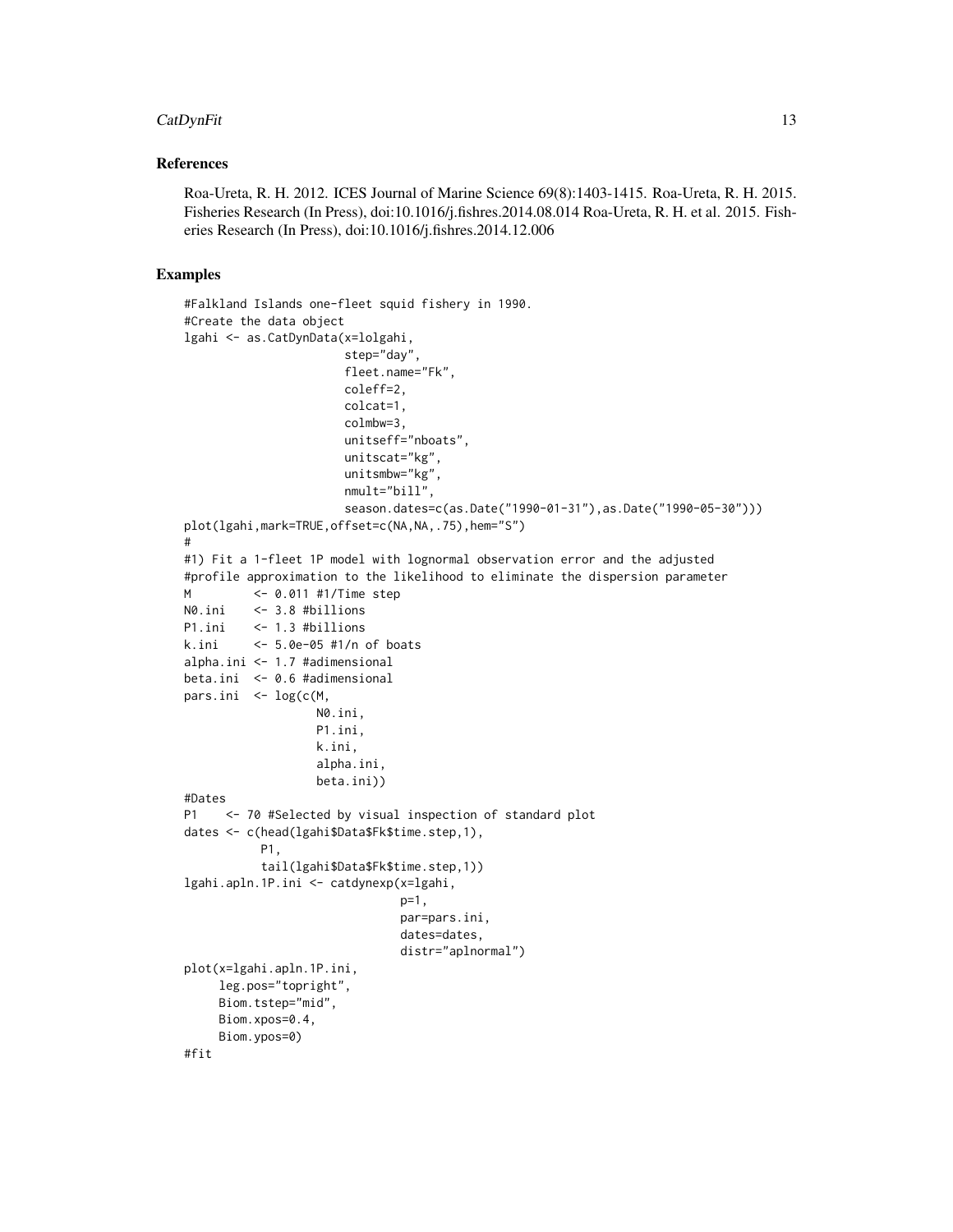## References

Roa-Ureta, R. H. 2012. ICES Journal of Marine Science 69(8):1403-1415. Roa-Ureta, R. H. 2015. Fisheries Research (In Press), doi:10.1016/j.fishres.2014.08.014 Roa-Ureta, R. H. et al. 2015. Fisheries Research (In Press), doi:10.1016/j.fishres.2014.12.006

## Examples

```
#Falkland Islands one-fleet squid fishery in 1990.
#Create the data object
lgahi <- as.CatDynData(x=lolgahi,
                       step="day",
                       fleet.name="Fk",
                       coleff=2,
                       colcat=1,
                       colmbw=3,
                       unitseff="nboats",
                       unitscat="kg",
                       unitsmbw="kg",
                       nmult="bill",
                       season.dates=c(as.Date("1990-01-31"),as.Date("1990-05-30")))
plot(lgahi,mark=TRUE,offset=c(NA,NA,.75),hem="S")
#
#1) Fit a 1-fleet 1P model with lognormal observation error and the adjusted
#profile approximation to the likelihood to eliminate the dispersion parameter
M         <- 0.011 #1/Time step
N0.ini    <- 3.8 #billions
P1.ini    <- 1.3 #billions
k.ini     <- 5.0e-05 #1/n of boats
alpha.ini <- 1.7 #adimensional
beta.ini  <- 0.6 #adimensional
pars.ini  <- log(c(M,
                   N0.ini,
                   P1.ini,
                   k.ini,
                   alpha.ini,
                   beta.ini))
#Dates
P1    <- 70 #Selected by visual inspection of standard plot
dates <- c(head(lgahi$Data$Fk$time.step,1),
           P1,
           tail(lgahi$Data$Fk$time.step,1))
lgahi.apln.1P.ini <- catdynexp(x=lgahi,
                               p=1,
                               par=pars.ini,
                               dates=dates,
                               distr="aplnormal")
plot(x=lgahi.apln.1P.ini,
     leg.pos="topright",
     Biom.tstep="mid",
     Biom.xpos=0.4,
     Biom.ypos=0)
#fit
```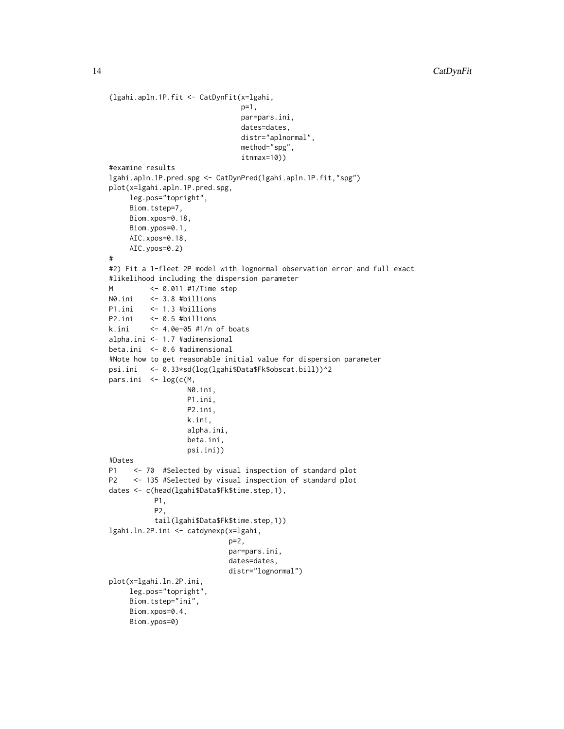```
(lgahi.apln.1P.fit <- CatDynFit(x=lgahi,
                                p=1,
                                par=pars.ini,
                                dates=dates,
                                distr="aplnormal",
                                method="spg",
                                itnmax=10))
#examine results
lgahi.apln.1P.pred.spg <- CatDynPred(lgahi.apln.1P.fit,"spg")
plot(x=lgahi.apln.1P.pred.spg,
     leg.pos="topright",
     Biom.tstep=7,
     Biom.xpos=0.18,
     Biom.ypos=0.1,
     AIC.xpos=0.18,
     AIC.ypos=0.2)
#
#2) Fit a 1-fleet 2P model with lognormal observation error and full exact
#likelihood including the dispersion parameter
M         <- 0.011 #1/Time step
N0.ini    <- 3.8 #billions
P1.ini    <- 1.3 #billions
P2.ini    <- 0.5 #billions
k.ini     <- 4.0e-05 #1/n of boats
alpha.ini <- 1.7 #adimensional
beta.ini  <- 0.6 #adimensional
#Note how to get reasonable initial value for dispersion parameter
psi.ini   <- 0.33*sd(log(lgahi$Data$Fk$obscat.bill))^2
pars.ini  <- log(c(M,
                   N0.ini,
                   P1.ini,
                   P2.ini,
                   k.ini,
                   alpha.ini,
                   beta.ini,
                   psi.ini))
#Dates
P1    <- 70  #Selected by visual inspection of standard plot
P2    <- 135 #Selected by visual inspection of standard plot
dates <- c(head(lgahi$Data$Fk$time.step,1),
           P1,
           P2,
           tail(lgahi$Data$Fk$time.step,1))
lgahi.ln.2P.ini <- catdynexp(x=lgahi,
                             p=2,
                             par=pars.ini,
                             dates=dates,
                             distr="lognormal")
plot(x=lgahi.ln.2P.ini,
     leg.pos="topright",
     Biom.tstep="ini",
     Biom.xpos=0.4,
     Biom.ypos=0)
```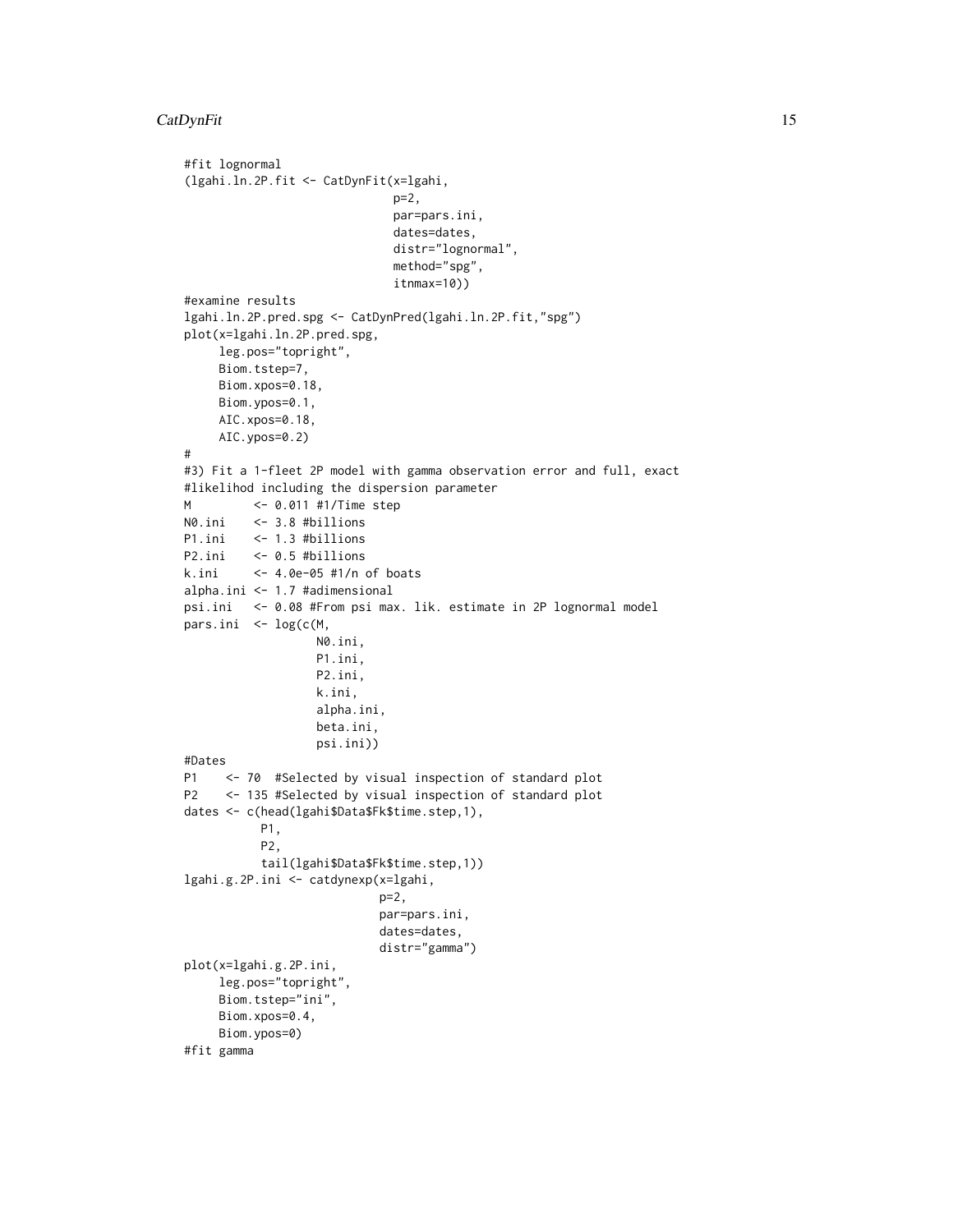```
#fit lognormal
(lgahi.ln.2P.fit <- CatDynFit(x=lgahi,
                              p=2,
                              par=pars.ini,
                              dates=dates,
                              distr="lognormal",
                              method="spg",
                              itnmax=10))
#examine results
lgahi.ln.2P.pred.spg <- CatDynPred(lgahi.ln.2P.fit,"spg")
plot(x=lgahi.ln.2P.pred.spg,
     leg.pos="topright",
     Biom.tstep=7,
     Biom.xpos=0.18,
     Biom.ypos=0.1,
     AIC.xpos=0.18,
     AIC.ypos=0.2)
#
#3) Fit a 1-fleet 2P model with gamma observation error and full, exact
#likelihod including the dispersion parameter
M         <- 0.011 #1/Time step
N0.ini    <- 3.8 #billions
P1.ini    <- 1.3 #billions
P2.ini    <- 0.5 #billions
k.ini     <- 4.0e-05 #1/n of boats
alpha.ini <- 1.7 #adimensional
psi.ini   <- 0.08 #From psi max. lik. estimate in 2P lognormal model
pars.ini  <- log(c(M,
                   N0.ini,
                   P1.ini,
                   P2.ini,
                   k.ini,
                   alpha.ini,
                   beta.ini,
                   psi.ini))
#Dates
P1    <- 70  #Selected by visual inspection of standard plot
P2    <- 135 #Selected by visual inspection of standard plot
dates <- c(head(lgahi$Data$Fk$time.step,1),
           P1,
           P2,
           tail(lgahi$Data$Fk$time.step,1))
lgahi.g.2P.ini <- catdynexp(x=lgahi,
                            p=2,
                            par=pars.ini,
                            dates=dates,
                            distr="gamma")
plot(x=lgahi.g.2P.ini,
     leg.pos="topright",
     Biom.tstep="ini",
     Biom.xpos=0.4,
     Biom.ypos=0)
#fit gamma
```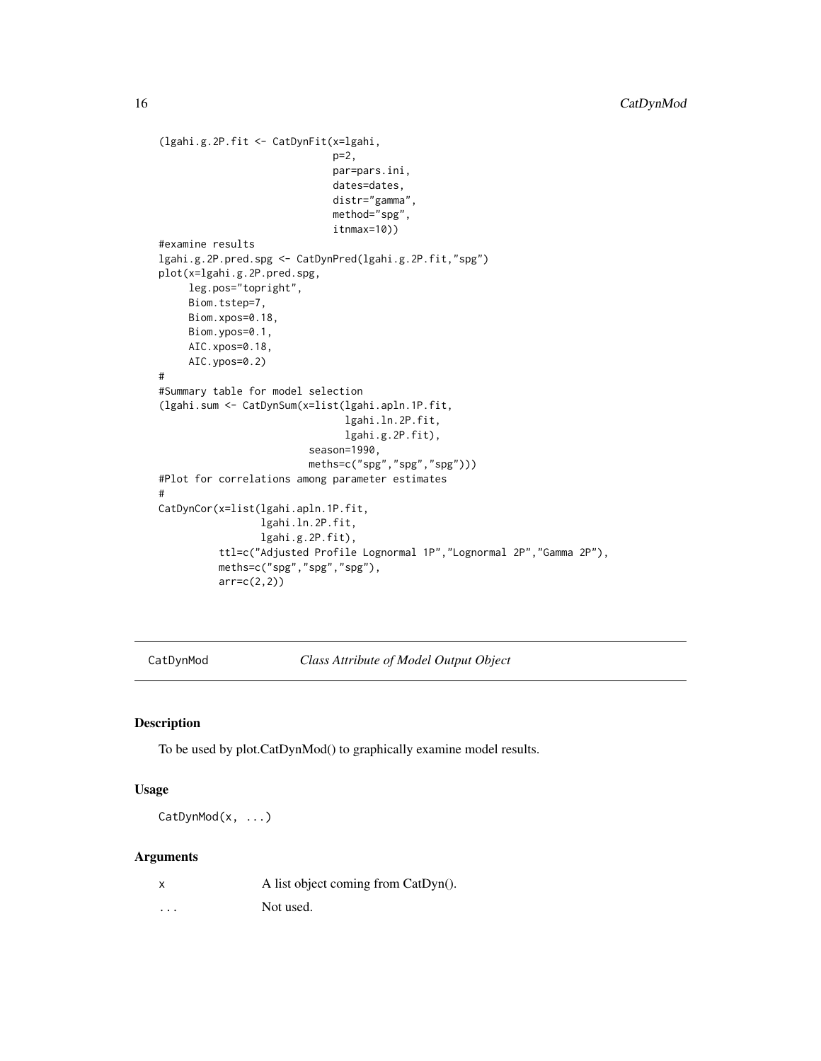```
(lgahi.g.2P.fit <- CatDynFit(x=lgahi,
                             p=2,
                             par=pars.ini,
                             dates=dates,
                             distr="gamma",
                             method="spg",
                             itnmax=10))
#examine results
lgahi.g.2P.pred.spg <- CatDynPred(lgahi.g.2P.fit,"spg")
plot(x=lgahi.g.2P.pred.spg,
     leg.pos="topright",
     Biom.tstep=7,
     Biom.xpos=0.18,
     Biom.ypos=0.1,
     AIC.xpos=0.18,
     AIC.ypos=0.2)
#
#Summary table for model selection
(lgahi.sum <- CatDynSum(x=list(lgahi.apln.1P.fit,
                               lgahi.ln.2P.fit,
                               lgahi.g.2P.fit),
                        season=1990,
                        meths=c("spg","spg","spg")))
#Plot for correlations among parameter estimates
#
CatDynCor(x=list(lgahi.apln.1P.fit,
                 lgahi.ln.2P.fit,
                 lgahi.g.2P.fit),
          ttl=c("Adjusted Profile Lognormal 1P","Lognormal 2P","Gamma 2P"),
          meths=c("spg","spg","spg"),
          arr=c(2,2))
```

## CatDynMod — *Class Attribute of Model Output Object*

### Description

To be used by plot.CatDynMod() to graphically examine model results.

### Usage

```
CatDynMod(x, ...)
```

### Arguments

| | |
|---|---|
| x | A list object coming from CatDyn(). |
| ... | Not used. |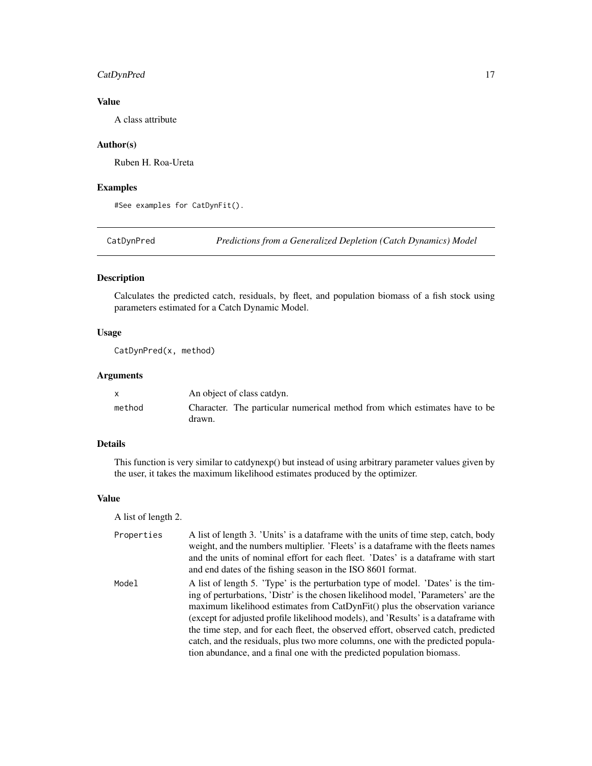### Value

A class attribute

### Author(s)

Ruben H. Roa-Ureta

### Examples

```
#See examples for CatDynFit().
```

---

## CatDynPred — *Predictions from a Generalized Depletion (Catch Dynamics) Model*

### Description

Calculates the predicted catch, residuals, by fleet, and population biomass of a fish stock using parameters estimated for a Catch Dynamic Model.

### Usage

```
CatDynPred(x, method)
```

### Arguments

| | |
|---|---|
| x | An object of class catdyn. |
| method | Character. The particular numerical method from which estimates have to be drawn. |

### Details

This function is very similar to catdynexp() but instead of using arbitrary parameter values given by the user, it takes the maximum likelihood estimates produced by the optimizer.

### Value

A list of length 2.

| | |
|---|---|
| Properties | A list of length 3. 'Units' is a dataframe with the units of time step, catch, body weight, and the numbers multiplier. 'Fleets' is a dataframe with the fleets names and the units of nominal effort for each fleet. 'Dates' is a dataframe with start and end dates of the fishing season in the ISO 8601 format. |
| Model | A list of length 5. 'Type' is the perturbation type of model. 'Dates' is the timing of perturbations, 'Distr' is the chosen likelihood model, 'Parameters' are the maximum likelihood estimates from CatDynFit() plus the observation variance (except for adjusted profile likelihood models), and 'Results' is a dataframe with the time step, and for each fleet, the observed effort, observed catch, predicted catch, and the residuals, plus two more columns, one with the predicted population abundance, and a final one with the predicted population biomass. |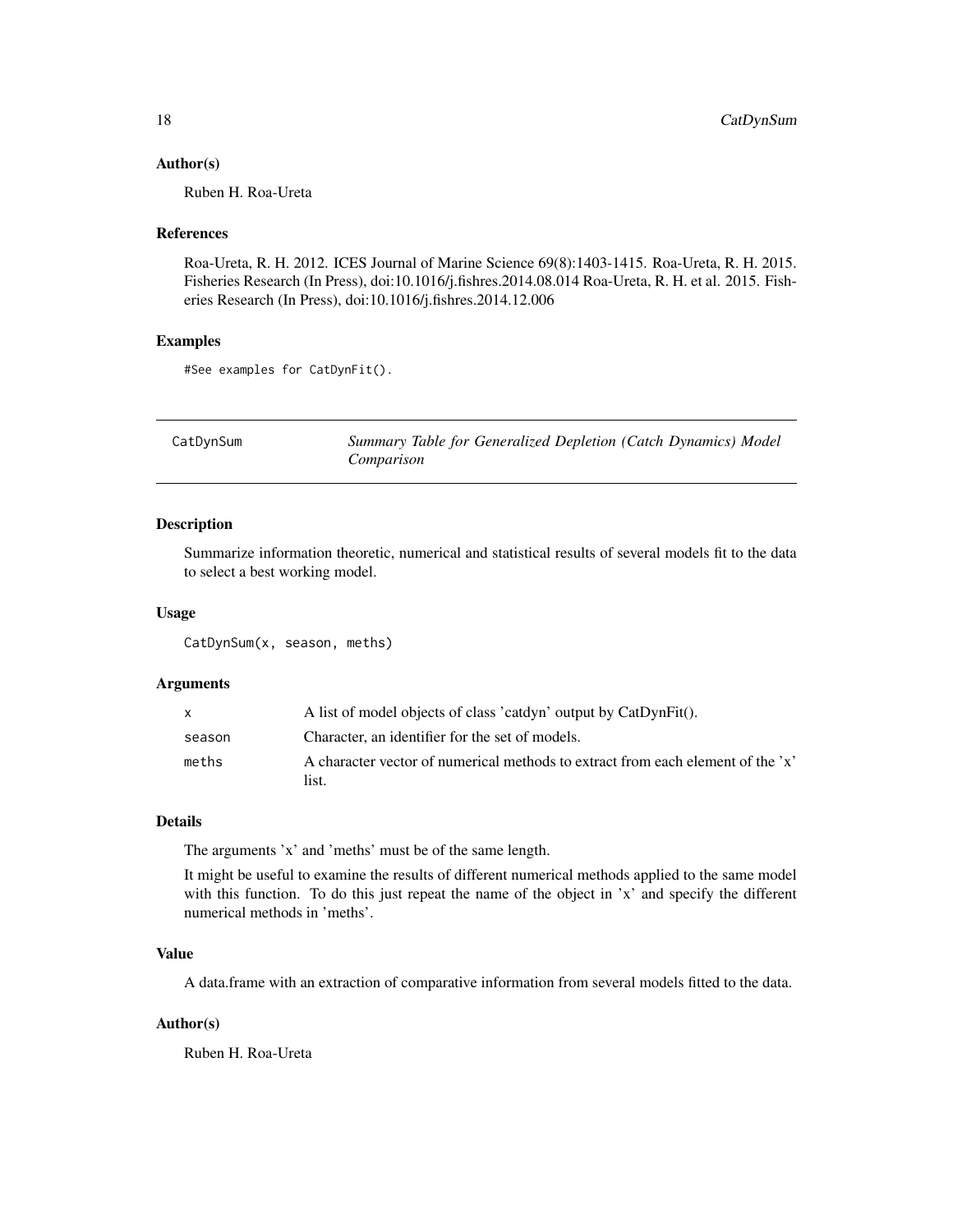### Author(s)

Ruben H. Roa-Ureta

### References

Roa-Ureta, R. H. 2012. ICES Journal of Marine Science 69(8):1403-1415. Roa-Ureta, R. H. 2015. Fisheries Research (In Press), doi:10.1016/j.fishres.2014.08.014 Roa-Ureta, R. H. et al. 2015. Fisheries Research (In Press), doi:10.1016/j.fishres.2014.12.006

### Examples

```
#See examples for CatDynFit().
```

---

## CatDynSum — *Summary Table for Generalized Depletion (Catch Dynamics) Model Comparison*

### Description

Summarize information theoretic, numerical and statistical results of several models fit to the data to select a best working model.

### Usage

```
CatDynSum(x, season, meths)
```

### Arguments

| | |
|---|---|
| x | A list of model objects of class 'catdyn' output by CatDynFit(). |
| season | Character, an identifier for the set of models. |
| meths | A character vector of numerical methods to extract from each element of the 'x' list. |

### Details

The arguments 'x' and 'meths' must be of the same length.

It might be useful to examine the results of different numerical methods applied to the same model with this function. To do this just repeat the name of the object in 'x' and specify the different numerical methods in 'meths'.

### Value

A data.frame with an extraction of comparative information from several models fitted to the data.

### Author(s)

Ruben H. Roa-Ureta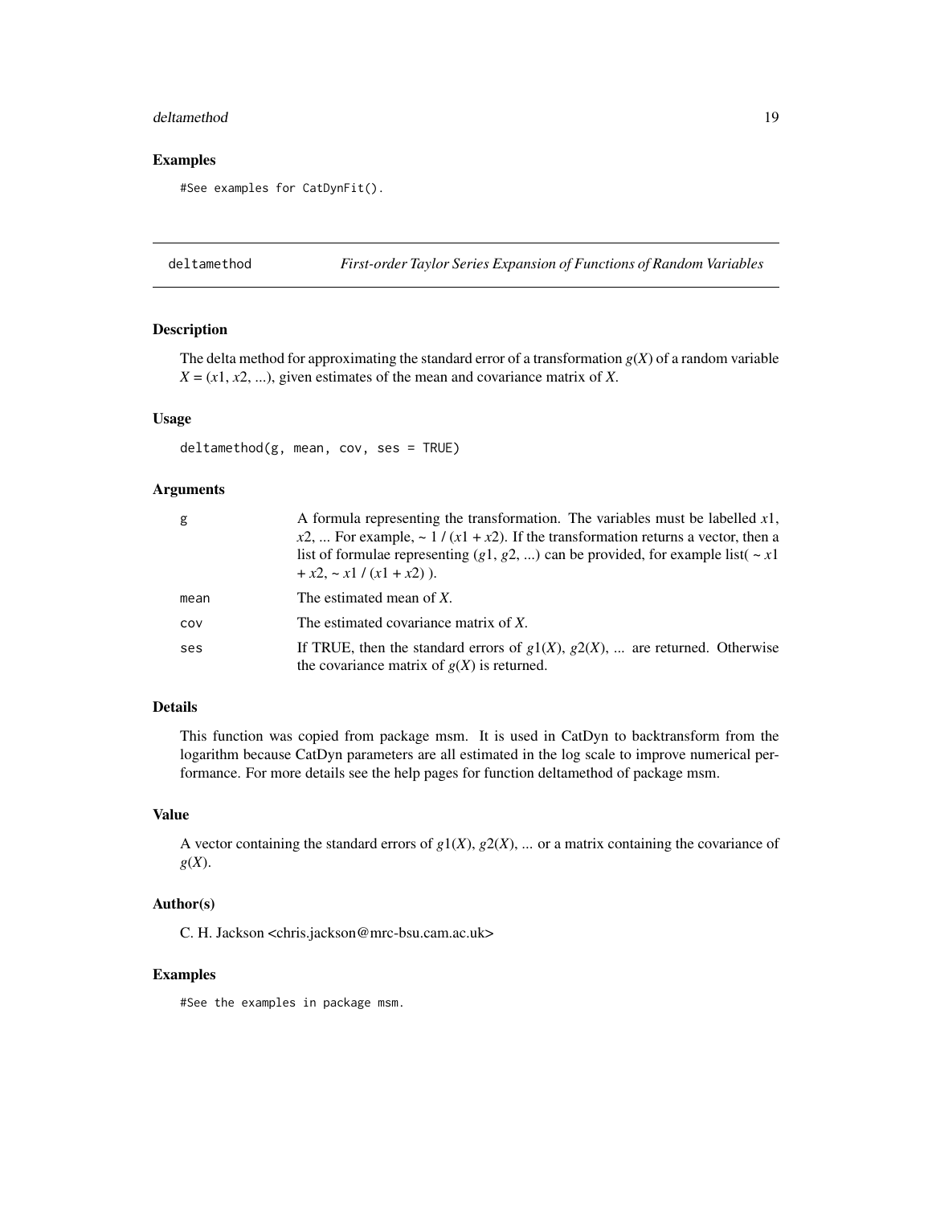## Examples

```
#See examples for CatDynFit().
```

## deltamethod — *First-order Taylor Series Expansion of Functions of Random Variables*

### Description

The delta method for approximating the standard error of a transformation $g(X)$ of a random variable $X = (x1, x2, ...)$, given estimates of the mean and covariance matrix of $X$.

### Usage

```
deltamethod(g, mean, cov, ses = TRUE)
```

### Arguments

| | |
|---|---|
| `g` | A formula representing the transformation. The variables must be labelled $x1$, $x2$, ... For example, ~ 1 / ($x1$ + $x2$). If the transformation returns a vector, then a list of formulae representing ($g1$, $g2$, ...) can be provided, for example list( ~ $x1$ + $x2$, ~ $x1$ / ($x1$ + $x2$) ). |
| `mean` | The estimated mean of $X$. |
| `cov` | The estimated covariance matrix of $X$. |
| `ses` | If TRUE, then the standard errors of $g1(X)$, $g2(X)$, ... are returned. Otherwise the covariance matrix of $g(X)$ is returned. |

### Details

This function was copied from package msm. It is used in CatDyn to backtransform from the logarithm because CatDyn parameters are all estimated in the log scale to improve numerical performance. For more details see the help pages for function deltamethod of package msm.

### Value

A vector containing the standard errors of $g1(X)$, $g2(X)$, ... or a matrix containing the covariance of $g(X)$.

### Author(s)

C. H. Jackson <chris.jackson@mrc-bsu.cam.ac.uk>

### Examples

```
#See the examples in package msm.
```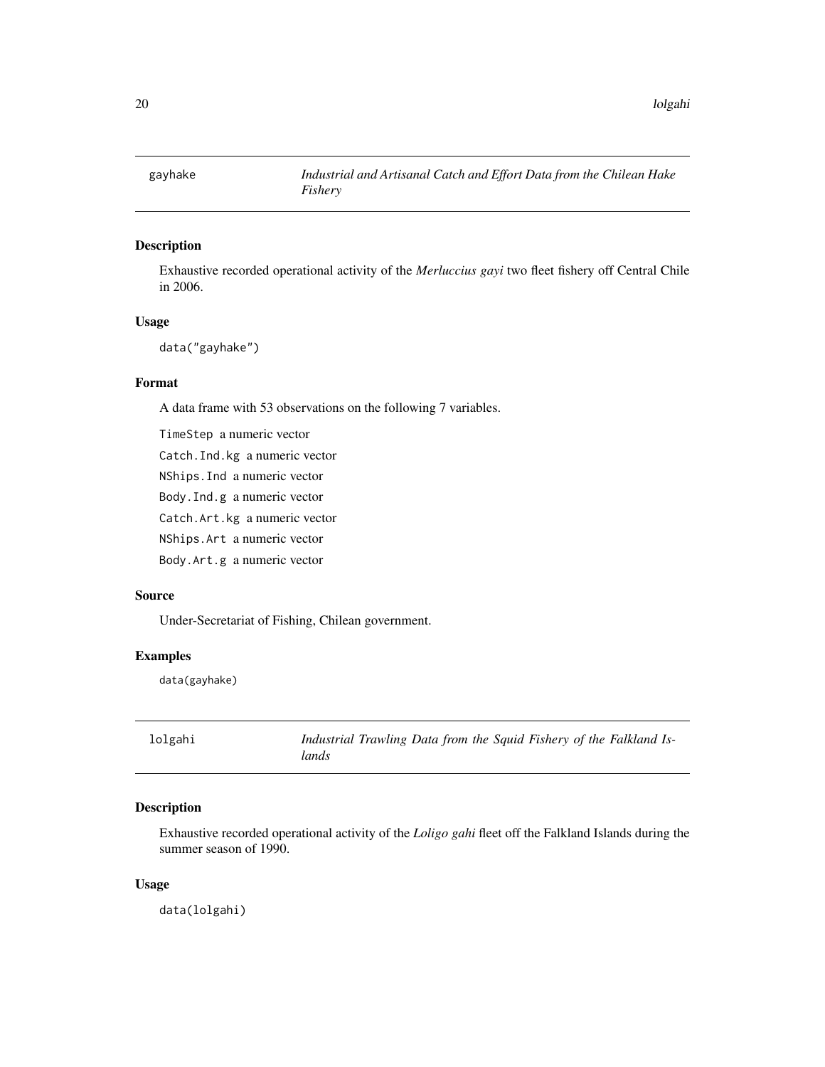## gayhake — *Industrial and Artisanal Catch and Effort Data from the Chilean Hake Fishery*

### Description

Exhaustive recorded operational activity of the *Merluccius gayi* two fleet fishery off Central Chile in 2006.

### Usage

```
data("gayhake")
```

### Format

A data frame with 53 observations on the following 7 variables.

`TimeStep` a numeric vector

`Catch.Ind.kg` a numeric vector

`NShips.Ind` a numeric vector

`Body.Ind.g` a numeric vector

`Catch.Art.kg` a numeric vector

`NShips.Art` a numeric vector

`Body.Art.g` a numeric vector

### Source

Under-Secretariat of Fishing, Chilean government.

### Examples

```
data(gayhake)
```

## lolgahi — *Industrial Trawling Data from the Squid Fishery of the Falkland Islands*

### Description

Exhaustive recorded operational activity of the *Loligo gahi* fleet off the Falkland Islands during the summer season of 1990.

### Usage

```
data(lolgahi)
```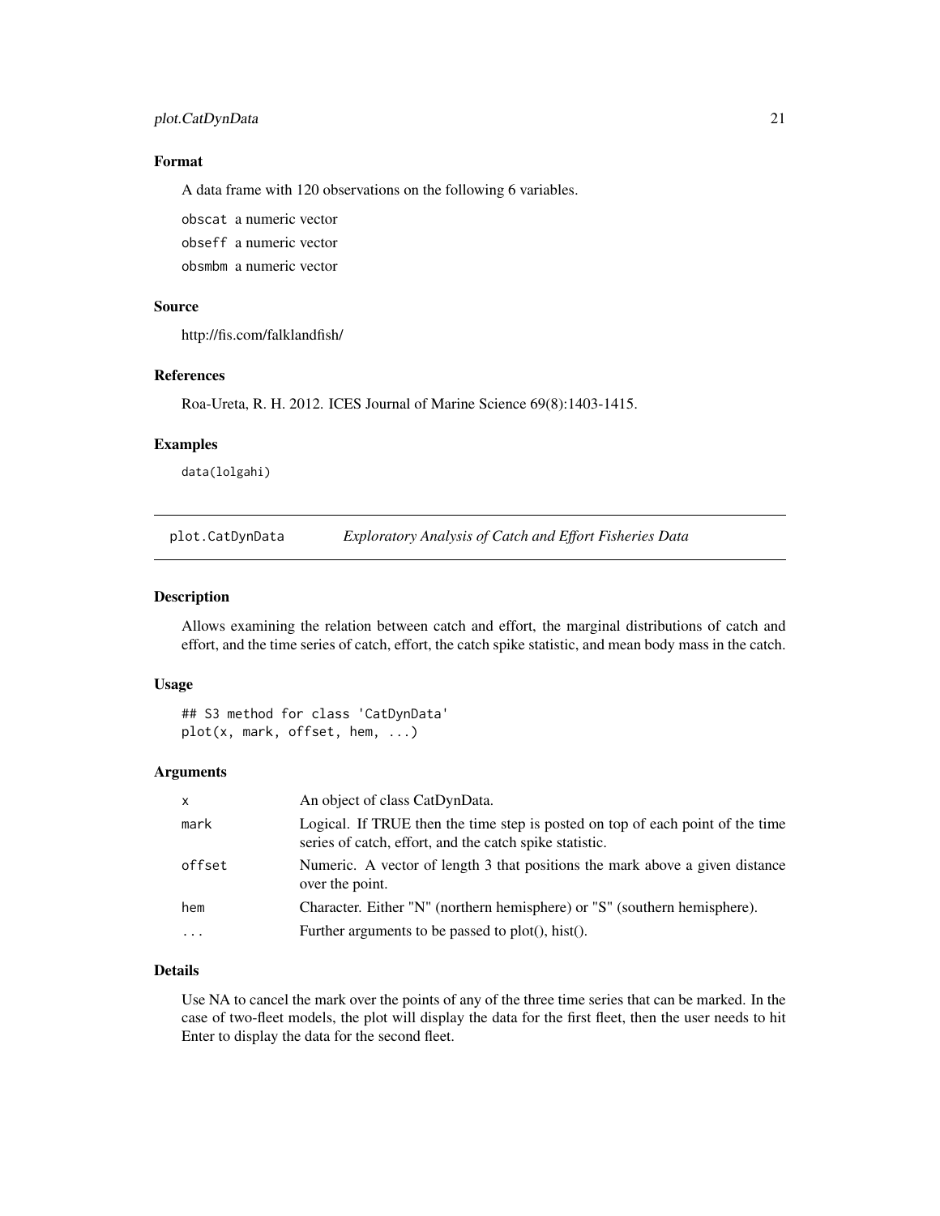### Format

A data frame with 120 observations on the following 6 variables.

`obscat` a numeric vector

`obseff` a numeric vector

`obsmbm` a numeric vector

### Source

http://fis.com/falklandfish/

### References

Roa-Ureta, R. H. 2012. ICES Journal of Marine Science 69(8):1403-1415.

### Examples

```
data(lolgahi)
```

---

## plot.CatDynData — *Exploratory Analysis of Catch and Effort Fisheries Data*

### Description

Allows examining the relation between catch and effort, the marginal distributions of catch and effort, and the time series of catch, effort, the catch spike statistic, and mean body mass in the catch.

### Usage

```
## S3 method for class 'CatDynData'
plot(x, mark, offset, hem, ...)
```

### Arguments

| | |
|---|---|
| `x` | An object of class CatDynData. |
| `mark` | Logical. If TRUE then the time step is posted on top of each point of the time series of catch, effort, and the catch spike statistic. |
| `offset` | Numeric. A vector of length 3 that positions the mark above a given distance over the point. |
| `hem` | Character. Either "N" (northern hemisphere) or "S" (southern hemisphere). |
| `...` | Further arguments to be passed to plot(), hist(). |

### Details

Use NA to cancel the mark over the points of any of the three time series that can be marked. In the case of two-fleet models, the plot will display the data for the first fleet, then the user needs to hit Enter to display the data for the second fleet.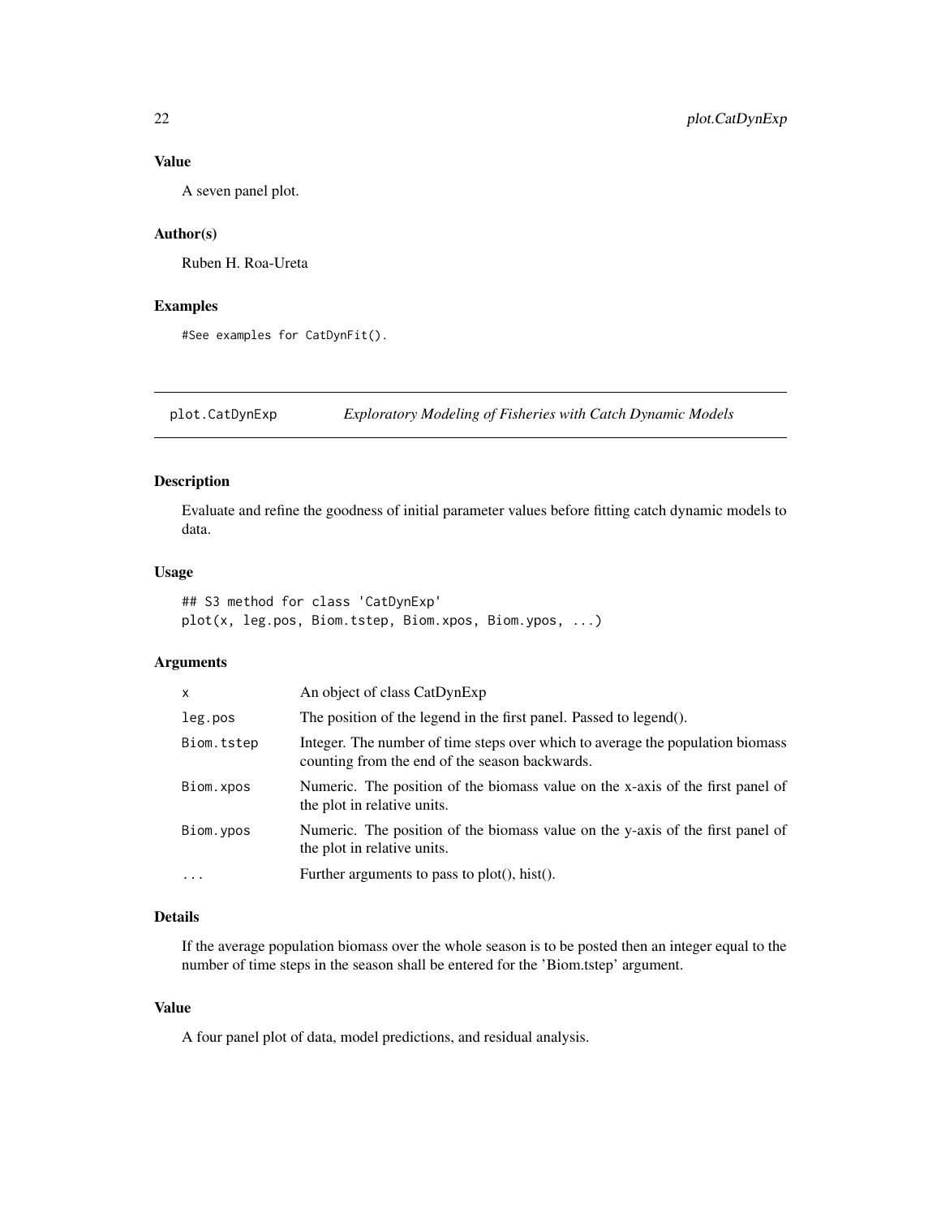### Value

A seven panel plot.

### Author(s)

Ruben H. Roa-Ureta

### Examples

```
#See examples for CatDynFit().
```

---

## plot.CatDynExp — *Exploratory Modeling of Fisheries with Catch Dynamic Models*

---

### Description

Evaluate and refine the goodness of initial parameter values before fitting catch dynamic models to data.

### Usage

```
## S3 method for class 'CatDynExp'
plot(x, leg.pos, Biom.tstep, Biom.xpos, Biom.ypos, ...)
```

### Arguments

| | |
|---|---|
| `x` | An object of class CatDynExp |
| `leg.pos` | The position of the legend in the first panel. Passed to legend(). |
| `Biom.tstep` | Integer. The number of time steps over which to average the population biomass counting from the end of the season backwards. |
| `Biom.xpos` | Numeric. The position of the biomass value on the x-axis of the first panel of the plot in relative units. |
| `Biom.ypos` | Numeric. The position of the biomass value on the y-axis of the first panel of the plot in relative units. |
| `...` | Further arguments to pass to plot(), hist(). |

### Details

If the average population biomass over the whole season is to be posted then an integer equal to the number of time steps in the season shall be entered for the 'Biom.tstep' argument.

### Value

A four panel plot of data, model predictions, and residual analysis.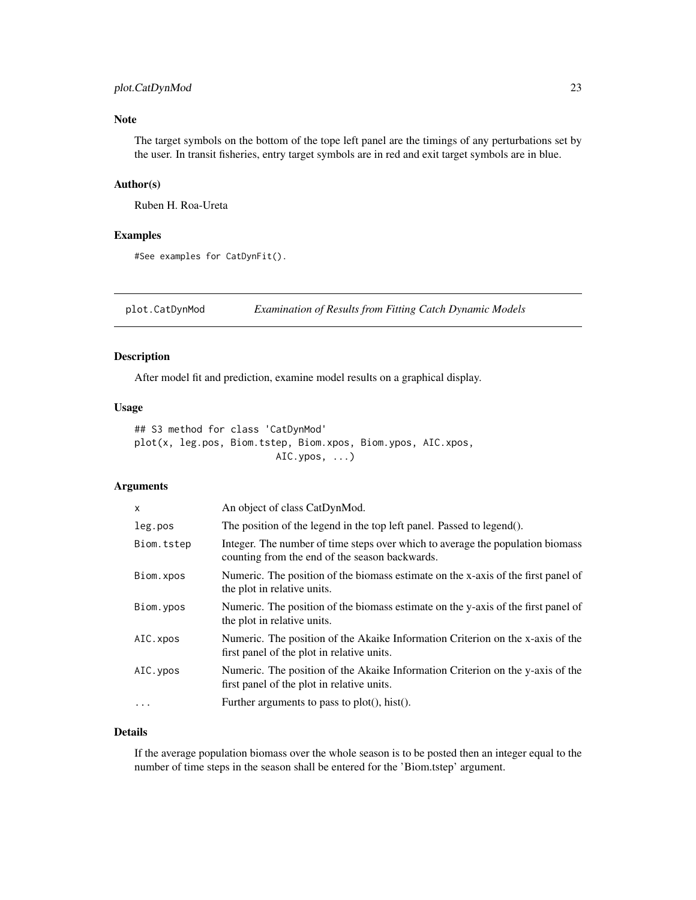## Note

The target symbols on the bottom of the tope left panel are the timings of any perturbations set by the user. In transit fisheries, entry target symbols are in red and exit target symbols are in blue.

## Author(s)

Ruben H. Roa-Ureta

## Examples

```
#See examples for CatDynFit().
```

---

# plot.CatDynMod *Examination of Results from Fitting Catch Dynamic Models*

---

## Description

After model fit and prediction, examine model results on a graphical display.

## Usage

```
## S3 method for class 'CatDynMod'
plot(x, leg.pos, Biom.tstep, Biom.xpos, Biom.ypos, AIC.xpos,
                        AIC.ypos, ...)
```

## Arguments

| | |
|---|---|
| x | An object of class CatDynMod. |
| leg.pos | The position of the legend in the top left panel. Passed to legend(). |
| Biom.tstep | Integer. The number of time steps over which to average the population biomass counting from the end of the season backwards. |
| Biom.xpos | Numeric. The position of the biomass estimate on the x-axis of the first panel of the plot in relative units. |
| Biom.ypos | Numeric. The position of the biomass estimate on the y-axis of the first panel of the plot in relative units. |
| AIC.xpos | Numeric. The position of the Akaike Information Criterion on the x-axis of the first panel of the plot in relative units. |
| AIC.ypos | Numeric. The position of the Akaike Information Criterion on the y-axis of the first panel of the plot in relative units. |
| ... | Further arguments to pass to plot(), hist(). |

## Details

If the average population biomass over the whole season is to be posted then an integer equal to the number of time steps in the season shall be entered for the 'Biom.tstep' argument.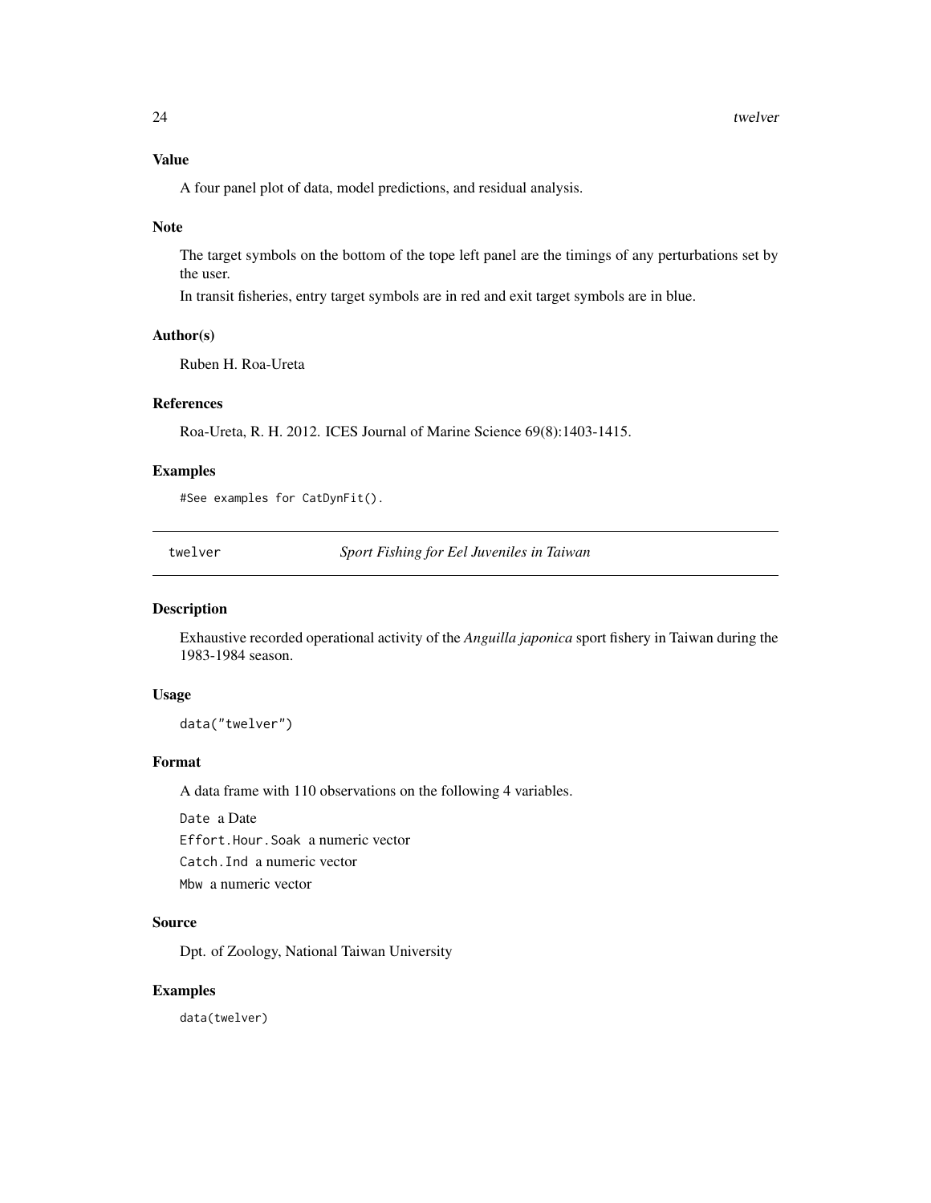### Value

A four panel plot of data, model predictions, and residual analysis.

### Note

The target symbols on the bottom of the tope left panel are the timings of any perturbations set by the user.

In transit fisheries, entry target symbols are in red and exit target symbols are in blue.

### Author(s)

Ruben H. Roa-Ureta

### References

Roa-Ureta, R. H. 2012. ICES Journal of Marine Science 69(8):1403-1415.

### Examples

```
#See examples for CatDynFit().
```

---

## twelver — *Sport Fishing for Eel Juveniles in Taiwan*

---

### Description

Exhaustive recorded operational activity of the *Anguilla japonica* sport fishery in Taiwan during the 1983-1984 season.

### Usage

```
data("twelver")
```

### Format

A data frame with 110 observations on the following 4 variables.

`Date` a Date

`Effort.Hour.Soak` a numeric vector

`Catch.Ind` a numeric vector

`Mbw` a numeric vector

### Source

Dpt. of Zoology, National Taiwan University

### Examples

```
data(twelver)
```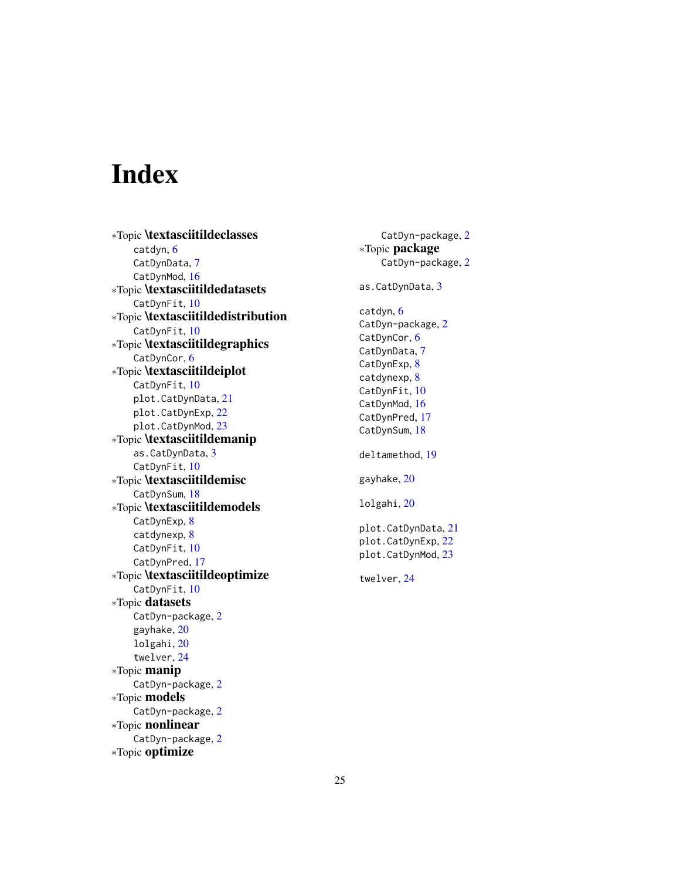# Index

*Topic \textasciitildeclasses
- catdyn, 6
- CatDynData, 7
- CatDynMod, 16

*Topic \textasciitildedatasets
- CatDynFit, 10

*Topic \textasciitildedistribution
- CatDynFit, 10

*Topic \textasciitildegraphics
- CatDynCor, 6

*Topic \textasciitildeiplot
- CatDynFit, 10
- plot.CatDynData, 21
- plot.CatDynExp, 22
- plot.CatDynMod, 23

*Topic \textasciitildemanip
- as.CatDynData, 3
- CatDynFit, 10

*Topic \textasciitildemisc
- CatDynSum, 18

*Topic \textasciitildemodels
- CatDynExp, 8
- catdynexp, 8
- CatDynFit, 10
- CatDynPred, 17

*Topic \textasciitildeoptimize
- CatDynFit, 10

*Topic **datasets**
- CatDyn-package, 2
- gayhake, 20
- lolgahi, 20
- twelver, 24

*Topic **manip**
- CatDyn-package, 2

*Topic **models**
- CatDyn-package, 2

*Topic **nonlinear**
- CatDyn-package, 2

*Topic **optimize**
- CatDyn-package, 2

*Topic **package**
- CatDyn-package, 2

as.CatDynData, 3

catdyn, 6
CatDyn-package, 2
CatDynCor, 6
CatDynData, 7
CatDynExp, 8
catdynexp, 8
CatDynFit, 10
CatDynMod, 16
CatDynPred, 17
CatDynSum, 18

deltamethod, 19

gayhake, 20

lolgahi, 20

plot.CatDynData, 21
plot.CatDynExp, 22
plot.CatDynMod, 23

twelver, 24